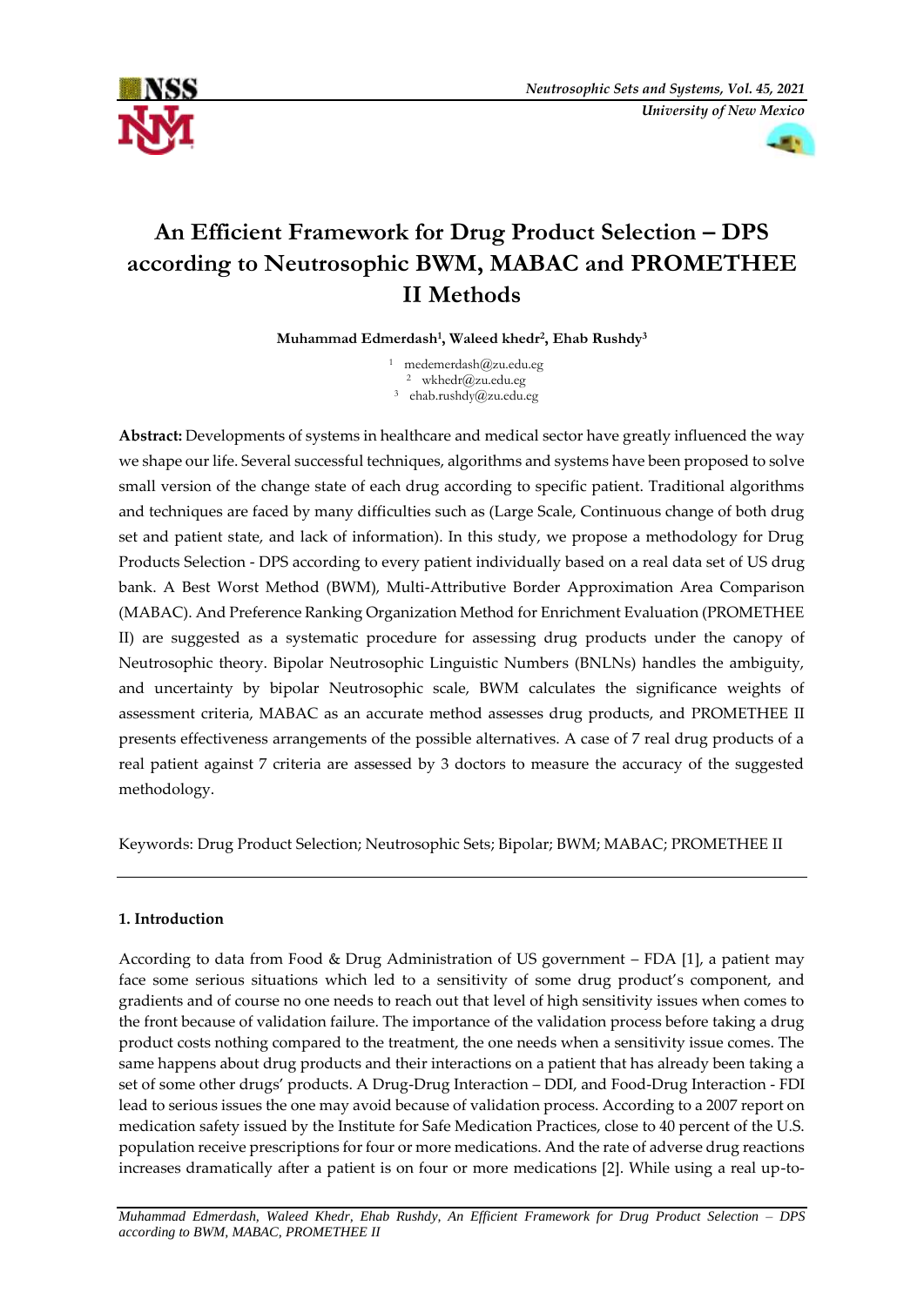# An Efficient Framework for Drug Product Selection – DPS according to Neutrosophic BWM, MABAC and PROMETHEE II Methods

**Muhammad Edmerdash[1], Waleed khedr[2], Ehab Rushdy[3]**

[1] mememerdash@zu.edu.eg
[2] wkhedr@zu.edu.eg
[3] ehab.rushdy@zu.edu.eg

**Abstract:** Developments of systems in healthcare and medical sector have greatly influenced the way we shape our life. Several successful techniques, algorithms and systems have been proposed to solve small version of the change state of each drug according to specific patient. Traditional algorithms and techniques are faced by many difficulties such as (Large Scale, Continuous change of both drug set and patient state, and lack of information). In this study, we propose a methodology for Drug Products Selection - DPS according to every patient individually based on a real data set of US drug bank. A Best Worst Method (BWM), Multi-Attributive Border Approximation Area Comparison (MABAC). And Preference Ranking Organization Method for Enrichment Evaluation (PROMETHEE II) are suggested as a systematic procedure for assessing drug products under the canopy of Neutrosophic theory. Bipolar Neutrosophic Linguistic Numbers (BNLNs) handles the ambiguity, and uncertainty by bipolar Neutrosophic scale, BWM calculates the significance weights of assessment criteria, MABAC as an accurate method assesses drug products, and PROMETHEE II presents effectiveness arrangements of the possible alternatives. A case of 7 real drug products of a real patient against 7 criteria are assessed by 3 doctors to measure the accuracy of the suggested methodology.

Keywords: Drug Product Selection; Neutrosophic Sets; Bipolar; BWM; MABAC; PROMETHEE II

## 1. Introduction

According to data from Food & Drug Administration of US government – FDA [1], a patient may face some serious situations which led to a sensitivity of some drug product's component, and gradients and of course no one needs to reach out that level of high sensitivity issues when comes to the front because of validation failure. The importance of the validation process before taking a drug product costs nothing compared to the treatment, the one needs when a sensitivity issue comes. The same happens about drug products and their interactions on a patient that has already been taking a set of some other drugs' products. A Drug-Drug Interaction – DDI, and Food-Drug Interaction - FDI lead to serious issues the one may avoid because of validation process. According to a 2007 report on medication safety issued by the Institute for Safe Medication Practices, close to 40 percent of the U.S. population receive prescriptions for four or more medications. And the rate of adverse drug reactions increases dramatically after a patient is on four or more medications [2]. While using a real up-to-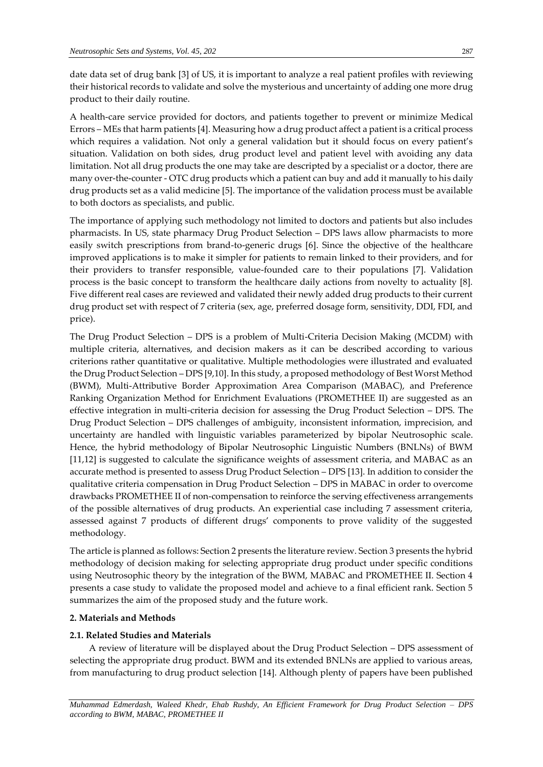date data set of drug bank [3] of US, it is important to analyze a real patient profiles with reviewing their historical records to validate and solve the mysterious and uncertainty of adding one more drug product to their daily routine.

A health-care service provided for doctors, and patients together to prevent or minimize Medical Errors – MEs that harm patients [4]. Measuring how a drug product affect a patient is a critical process which requires a validation. Not only a general validation but it should focus on every patient's situation. Validation on both sides, drug product level and patient level with avoiding any data limitation. Not all drug products the one may take are descripted by a specialist or a doctor, there are many over-the-counter - OTC drug products which a patient can buy and add it manually to his daily drug products set as a valid medicine [5]. The importance of the validation process must be available to both doctors as specialists, and public.

The importance of applying such methodology not limited to doctors and patients but also includes pharmacists. In US, state pharmacy Drug Product Selection – DPS laws allow pharmacists to more easily switch prescriptions from brand-to-generic drugs [6]. Since the objective of the healthcare improved applications is to make it simpler for patients to remain linked to their providers, and for their providers to transfer responsible, value-founded care to their populations [7]. Validation process is the basic concept to transform the healthcare daily actions from novelty to actuality [8]. Five different real cases are reviewed and validated their newly added drug products to their current drug product set with respect of 7 criteria (sex, age, preferred dosage form, sensitivity, DDI, FDI, and price).

The Drug Product Selection – DPS is a problem of Multi-Criteria Decision Making (MCDM) with multiple criteria, alternatives, and decision makers as it can be described according to various criterions rather quantitative or qualitative. Multiple methodologies were illustrated and evaluated the Drug Product Selection – DPS [9,10]. In this study, a proposed methodology of Best Worst Method (BWM), Multi-Attributive Border Approximation Area Comparison (MABAC), and Preference Ranking Organization Method for Enrichment Evaluations (PROMETHEE II) are suggested as an effective integration in multi-criteria decision for assessing the Drug Product Selection – DPS. The Drug Product Selection – DPS challenges of ambiguity, inconsistent information, imprecision, and uncertainty are handled with linguistic variables parameterized by bipolar Neutrosophic scale. Hence, the hybrid methodology of Bipolar Neutrosophic Linguistic Numbers (BNLNs) of BWM [11,12] is suggested to calculate the significance weights of assessment criteria, and MABAC as an accurate method is presented to assess Drug Product Selection – DPS [13]. In addition to consider the qualitative criteria compensation in Drug Product Selection – DPS in MABAC in order to overcome drawbacks PROMETHEE II of non-compensation to reinforce the serving effectiveness arrangements of the possible alternatives of drug products. An experiential case including 7 assessment criteria, assessed against 7 products of different drugs' components to prove validity of the suggested methodology.

The article is planned as follows: Section 2 presents the literature review. Section 3 presents the hybrid methodology of decision making for selecting appropriate drug product under specific conditions using Neutrosophic theory by the integration of the BWM, MABAC and PROMETHEE II. Section 4 presents a case study to validate the proposed model and achieve to a final efficient rank. Section 5 summarizes the aim of the proposed study and the future work.

## 2. Materials and Methods

### 2.1. Related Studies and Materials

A review of literature will be displayed about the Drug Product Selection – DPS assessment of selecting the appropriate drug product. BWM and its extended BNLNs are applied to various areas, from manufacturing to drug product selection [14]. Although plenty of papers have been published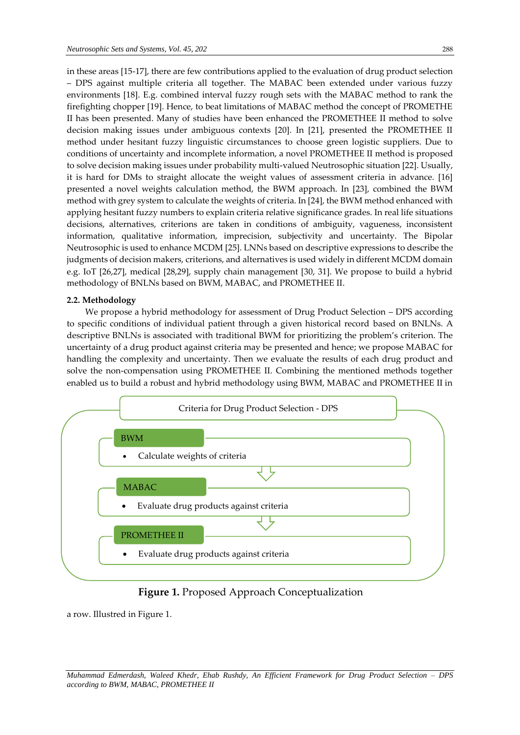in these areas [15-17], there are few contributions applied to the evaluation of drug product selection – DPS against multiple criteria all together. The MABAC been extended under various fuzzy environments [18]. E.g. combined interval fuzzy rough sets with the MABAC method to rank the firefighting chopper [19]. Hence, to beat limitations of MABAC method the concept of PROMETHE II has been presented. Many of studies have been enhanced the PROMETHEE II method to solve decision making issues under ambiguous contexts [20]. In [21], presented the PROMETHEE II method under hesitant fuzzy linguistic circumstances to choose green logistic suppliers. Due to conditions of uncertainty and incomplete information, a novel PROMETHEE II method is proposed to solve decision making issues under probability multi-valued Neutrosophic situation [22]. Usually, it is hard for DMs to straight allocate the weight values of assessment criteria in advance. [16] presented a novel weights calculation method, the BWM approach. In [23], combined the BWM method with grey system to calculate the weights of criteria. In [24], the BWM method enhanced with applying hesitant fuzzy numbers to explain criteria relative significance grades. In real life situations decisions, alternatives, criterions are taken in conditions of ambiguity, vagueness, inconsistent information, qualitative information, imprecision, subjectivity and uncertainty. The Bipolar Neutrosophic is used to enhance MCDM [25]. LNNs based on descriptive expressions to describe the judgments of decision makers, criterions, and alternatives is used widely in different MCDM domain e.g. IoT [26,27], medical [28,29], supply chain management [30, 31]. We propose to build a hybrid methodology of BNLNs based on BWM, MABAC, and PROMETHEE II.

### 2.2. Methodology

We propose a hybrid methodology for assessment of Drug Product Selection – DPS according to specific conditions of individual patient through a given historical record based on BNLNs. A descriptive BNLNs is associated with traditional BWM for prioritizing the problem's criterion. The uncertainty of a drug product against criteria may be presented and hence; we propose MABAC for handling the complexity and uncertainty. Then we evaluate the results of each drug product and solve the non-compensation using PROMETHEE II. Combining the mentioned methods together enabled us to build a robust and hybrid methodology using BWM, MABAC and PROMETHEE II in

Criteria for Drug Product Selection - DPS

BWM
- Calculate weights of criteria

MABAC
- Evaluate drug products against criteria

PROMETHEE II
- Evaluate drug products against criteria

**Figure 1.** Proposed Approach Conceptualization

a row. Illustred in Figure 1.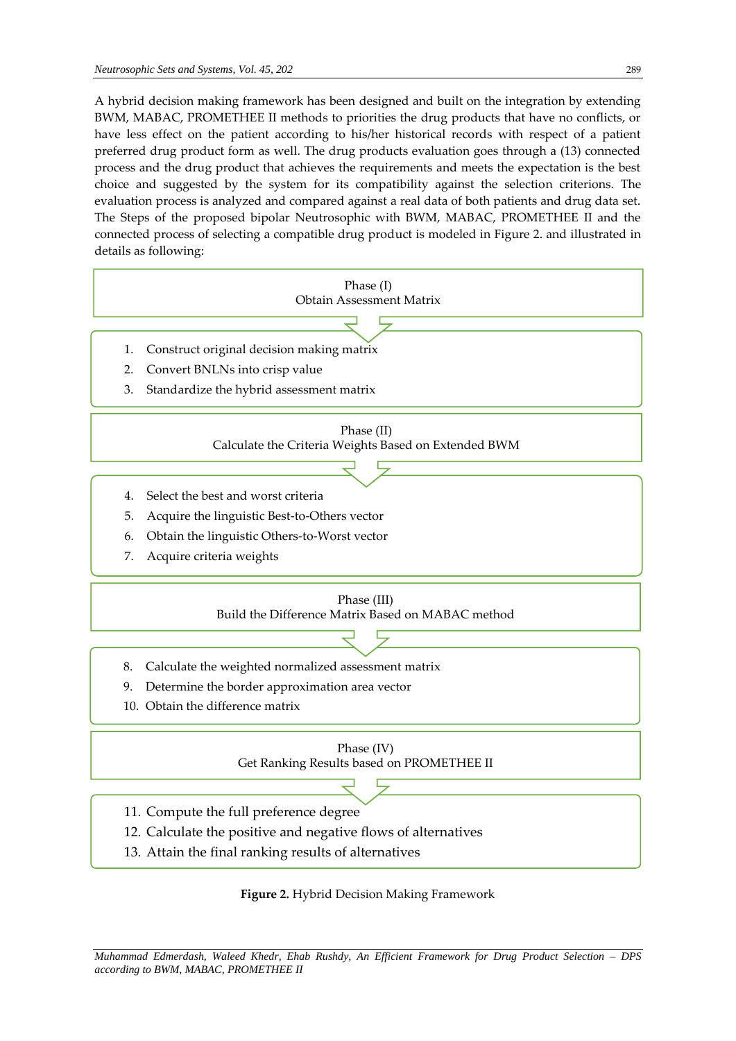A hybrid decision making framework has been designed and built on the integration by extending BWM, MABAC, PROMETHEE II methods to priorities the drug products that have no conflicts, or have less effect on the patient according to his/her historical records with respect of a patient preferred drug product form as well. The drug products evaluation goes through a (13) connected process and the drug product that achieves the requirements and meets the expectation is the best choice and suggested by the system for its compatibility against the selection criterions. The evaluation process is analyzed and compared against a real data of both patients and drug data set. The Steps of the proposed bipolar Neutrosophic with BWM, MABAC, PROMETHEE II and the connected process of selecting a compatible drug product is modeled in Figure 2. and illustrated in details as following:

**Phase (I)**
**Obtain Assessment Matrix**

1. Construct original decision making matrix
2. Convert BNLNs into crisp value
3. Standardize the hybrid assessment matrix

**Phase (II)**
**Calculate the Criteria Weights Based on Extended BWM**

4. Select the best and worst criteria
5. Acquire the linguistic Best-to-Others vector
6. Obtain the linguistic Others-to-Worst vector
7. Acquire criteria weights

**Phase (III)**
**Build the Difference Matrix Based on MABAC method**

8. Calculate the weighted normalized assessment matrix
9. Determine the border approximation area vector
10. Obtain the difference matrix

**Phase (IV)**
**Get Ranking Results based on PROMETHEE II**

11. Compute the full preference degree
12. Calculate the positive and negative flows of alternatives
13. Attain the final ranking results of alternatives

**Figure 2.** Hybrid Decision Making Framework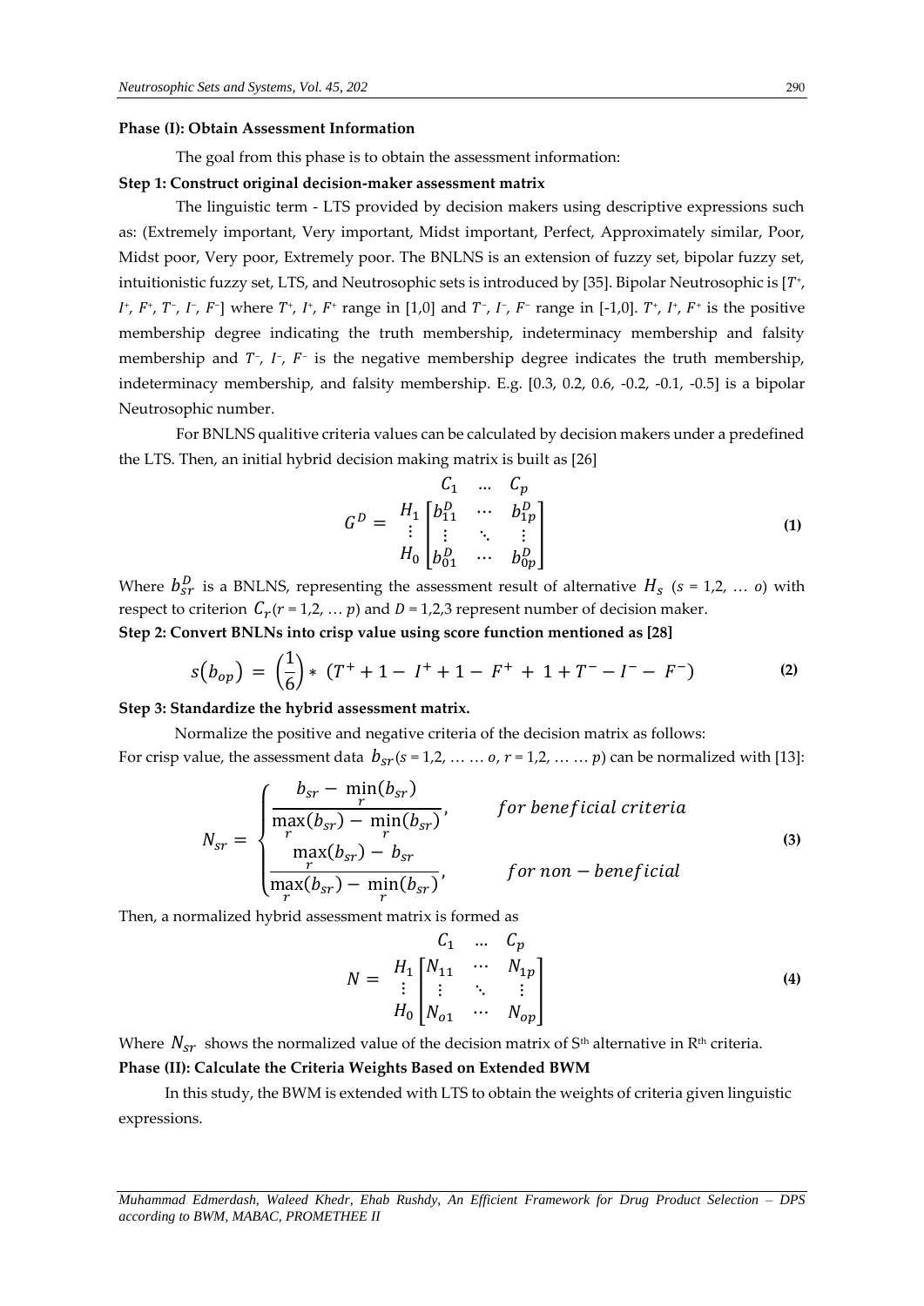**Phase (I): Obtain Assessment Information**

The goal from this phase is to obtain the assessment information:

**Step 1: Construct original decision-maker assessment matrix**

The linguistic term - LTS provided by decision makers using descriptive expressions such as: (Extremely important, Very important, Midst important, Perfect, Approximately similar, Poor, Midst poor, Very poor, Extremely poor. The BNLNS is an extension of fuzzy set, bipolar fuzzy set, intuitionistic fuzzy set, LTS, and Neutrosophic sets is introduced by [35]. Bipolar Neutrosophic is [$T^+$, $I^+$, $F^+$, $T^-$, $I^-$, $F^-$] where $T^+$, $I^+$, $F^+$ range in [1,0] and $T^-$, $I^-$, $F^-$ range in [-1,0]. $T^+$, $I^+$, $F^+$ is the positive membership degree indicating the truth membership, indeterminacy membership and falsity membership and $T^-$, $I^-$, $F^-$ is the negative membership degree indicates the truth membership, indeterminacy membership, and falsity membership. E.g. [0.3, 0.2, 0.6, -0.2, -0.1, -0.5] is a bipolar Neutrosophic number.

For BNLNS qualitive criteria values can be calculated by decision makers under a predefined the LTS. Then, an initial hybrid decision making matrix is built as [26]

$$G^D = \begin{array}{c} \\ H_1 \\ \vdots \\ H_0 \end{array} \begin{array}{c} \begin{array}{ccc} C_1 & \dots & C_p \end{array} \\ \begin{bmatrix} b_{11}^D & \cdots & b_{1p}^D \\ \vdots & \ddots & \vdots \\ b_{01}^D & \cdots & b_{0p}^D \end{bmatrix} \end{array} \tag{1}$$

Where $b_{sr}^D$ is a BNLNS, representing the assessment result of alternative $H_s$ ($s$ = 1,2, … $o$) with respect to criterion $C_r$ ($r$ = 1,2, … $p$) and $D$ = 1,2,3 represent number of decision maker.

**Step 2: Convert BNLNs into crisp value using score function mentioned as [28]**

$$s(b_{op}) = \left(\frac{1}{6}\right) * \left(T^+ + 1 - I^+ + 1 - F^+ + 1 + T^- - I^- - F^-\right) \tag{2}$$

**Step 3: Standardize the hybrid assessment matrix.**

Normalize the positive and negative criteria of the decision matrix as follows:

For crisp value, the assessment data $b_{sr}$ ($s$ = 1,2, … … $o$, $r$ = 1,2, … … $p$) can be normalized with [13]:

$$N_{sr} = \begin{cases} \dfrac{b_{sr} - \min\limits_r(b_{sr})}{\max\limits_r(b_{sr}) - \min\limits_r(b_{sr})}, & for\ beneficial\ criteria \\[2ex] \dfrac{\max\limits_r(b_{sr}) - b_{sr}}{\max\limits_r(b_{sr}) - \min\limits_r(b_{sr})}, & for\ non-beneficial \end{cases} \tag{3}$$

Then, a normalized hybrid assessment matrix is formed as

$$N = \begin{array}{c} \\ H_1 \\ \vdots \\ H_0 \end{array} \begin{array}{c} \begin{array}{ccc} C_1 & \dots & C_p \end{array} \\ \begin{bmatrix} N_{11} & \cdots & N_{1p} \\ \vdots & \ddots & \vdots \\ N_{o1} & \cdots & N_{op} \end{bmatrix} \end{array} \tag{4}$$

Where $N_{sr}$ shows the normalized value of the decision matrix of S[th] alternative in R[th] criteria.

**Phase (II): Calculate the Criteria Weights Based on Extended BWM**

In this study, the BWM is extended with LTS to obtain the weights of criteria given linguistic expressions.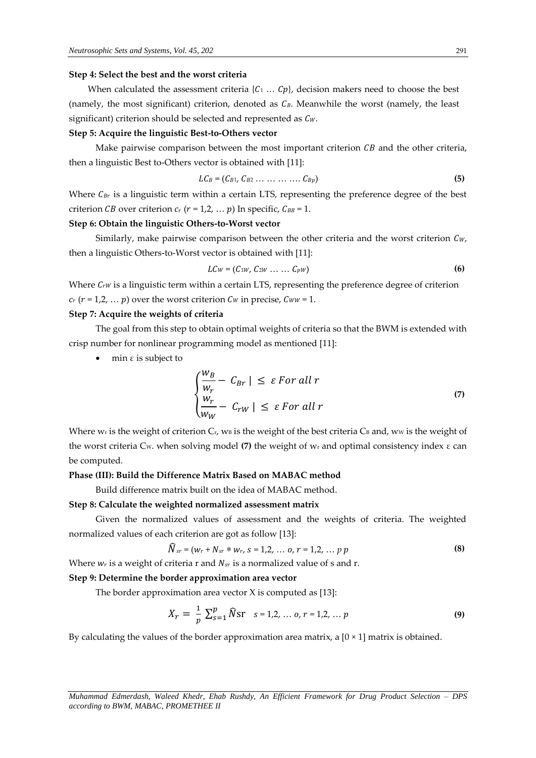**Step 4: Select the best and the worst criteria**

When calculated the assessment criteria $\{C_1 \ldots Cp\}$, decision makers need to choose the best (namely, the most significant) criterion, denoted as $C_B$. Meanwhile the worst (namely, the least significant) criterion should be selected and represented as $C_W$.

**Step 5: Acquire the linguistic Best-to-Others vector**

Make pairwise comparison between the most important criterion $CB$ and the other criteria, then a linguistic Best to-Others vector is obtained with [11]:

$$LC_B = (C_{B1}, C_{B2} \ldots \ldots \ldots \ldots C_{Bp}) \tag{5}$$

Where $C_{Br}$ is a linguistic term within a certain LTS, representing the preference degree of the best criterion $CB$ over criterion $c_r$ ($r$ = 1,2, … $p$) In specific, $C_{BB}$ = 1.

**Step 6: Obtain the linguistic Others-to-Worst vector**

Similarly, make pairwise comparison between the other criteria and the worst criterion $C_W$, then a linguistic Others-to-Worst vector is obtained with [11]:

$$LC_W = (C_{1W}, C_{2W} \ldots \ldots C_{pW}) \tag{6}$$

Where $C_{rW}$ is a linguistic term within a certain LTS, representing the preference degree of criterion $c_r$ ($r$ = 1,2, … $p$) over the worst criterion $C_W$ in precise, $C_{WW}$ = 1.

**Step 7: Acquire the weights of criteria**

The goal from this step to obtain optimal weights of criteria so that the BWM is extended with crisp number for nonlinear programming model as mentioned [11]:

- min ε is subject to

$$\begin{cases} \dfrac{w_B}{w_r} - \ C_{Br} \mid \ \leq \ \varepsilon \ For \ all \ r \\ \dfrac{w_r}{w_W} - \ C_{rW} \mid \ \leq \ \varepsilon \ For \ all \ r \end{cases} \tag{7}$$

Where $w_r$ is the weight of criterion $C_r$, $w_B$ is the weight of the best criteria $C_B$ and, $w_W$ is the weight of the worst criteria $C_W$. when solving model **(7)** the weight of $w_r$ and optimal consistency index ε can be computed.

**Phase (III): Build the Difference Matrix Based on MABAC method**

Build difference matrix built on the idea of MABAC method.

**Step 8: Calculate the weighted normalized assessment matrix**

Given the normalized values of assessment and the weights of criteria. The weighted normalized values of each criterion are got as follow [13]:

$$\widehat{N}_{sr} = (w_r + N_{sr} * w_r, \ s = 1,2, \ldots o, \ r = 1,2, \ldots p \ p \tag{8}$$

Where $w_r$ is a weight of criteria r and $N_{sr}$ is a normalized value of s and r.

**Step 9: Determine the border approximation area vector**

The border approximation area vector X is computed as [13]:

$$X_r = \frac{1}{p} \sum_{s=1}^{p} \widehat{N}\text{sr} \quad s = 1,2, \ldots o, \ r = 1,2, \ldots p \tag{9}$$

By calculating the values of the border approximation area matrix, a [0 × 1] matrix is obtained.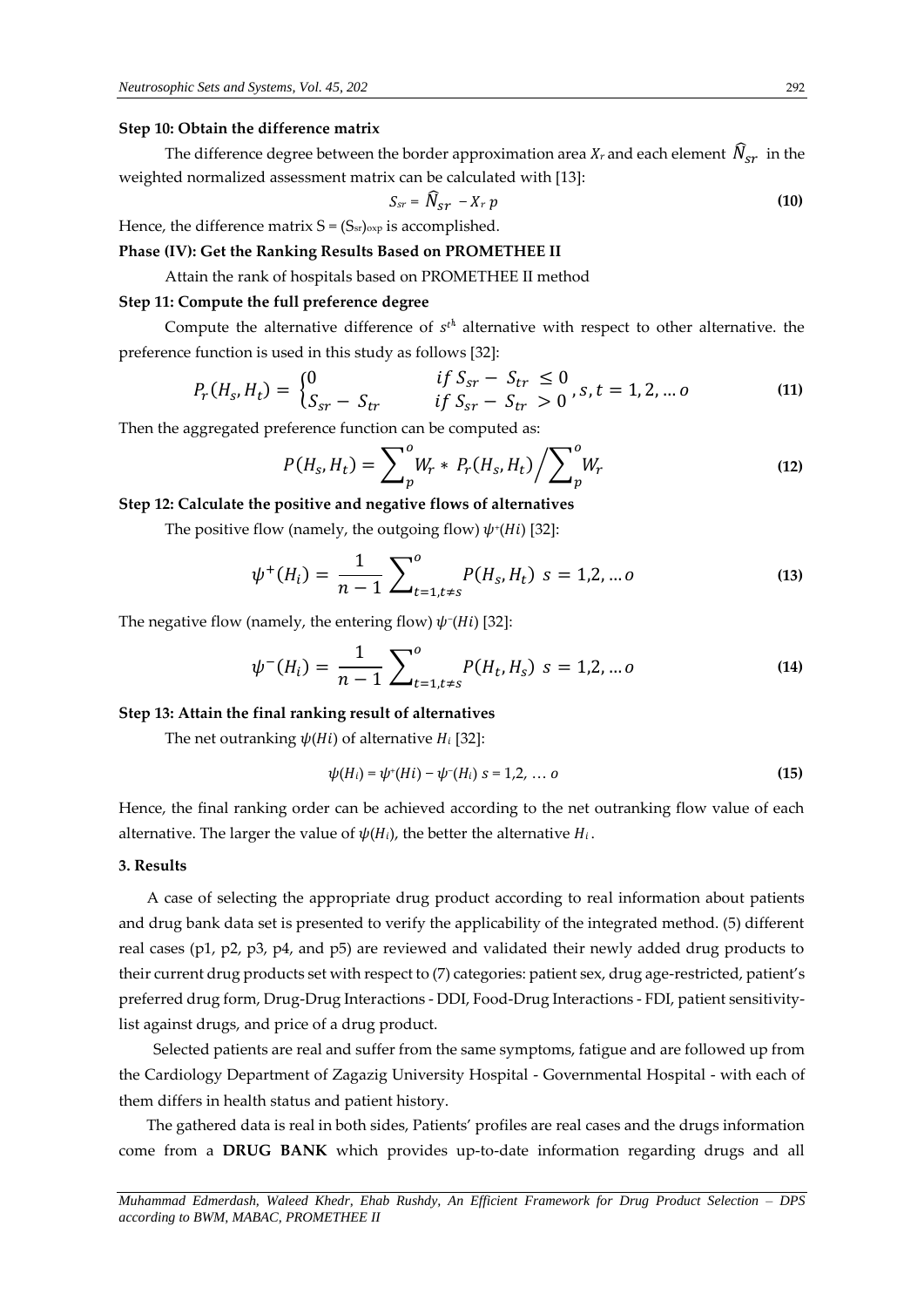**Step 10: Obtain the difference matrix**

The difference degree between the border approximation area $X_r$ and each element $\widehat{N}_{sr}$ in the weighted normalized assessment matrix can be calculated with [13]:

$$S_{sr} = \widehat{N}_{sr} - X_r\, p \tag{10}$$

Hence, the difference matrix $S = (S_{sr})_{o \times p}$ is accomplished.

**Phase (IV): Get the Ranking Results Based on PROMETHEE II**

Attain the rank of hospitals based on PROMETHEE II method

**Step 11: Compute the full preference degree**

Compute the alternative difference of $s^{th}$ alternative with respect to other alternative. the preference function is used in this study as follows [32]:

$$P_r(H_s, H_t) = \begin{cases} 0 & if\ S_{sr} - S_{tr} \le 0 \\ S_{sr} - S_{tr} & if\ S_{sr} - S_{tr} > 0 \end{cases}, s, t = 1, 2, \dots o \tag{11}$$

Then the aggregated preference function can be computed as:

$$P(H_s, H_t) = \sum\nolimits_{p}^{o} W_r * P_r(H_s, H_t) \Big/ \sum\nolimits_{p}^{o} W_r \tag{12}$$

**Step 12: Calculate the positive and negative flows of alternatives**

The positive flow (namely, the outgoing flow) $\psi^{+}(Hi)$ [32]:

$$\psi^{+}(H_i) = \frac{1}{n-1} \sum\nolimits_{t=1, t \ne s}^{o} P(H_s, H_t)\ \ s = 1, 2, \dots o \tag{13}$$

The negative flow (namely, the entering flow) $\psi^{-}(Hi)$ [32]:

$$\psi^{-}(H_i) = \frac{1}{n-1} \sum\nolimits_{t=1, t \ne s}^{o} P(H_t, H_s)\ \ s = 1, 2, \dots o \tag{14}$$

**Step 13: Attain the final ranking result of alternatives**

The net outranking $\psi(Hi)$ of alternative $H_i$ [32]:

$$\psi(H_i) = \psi^{+}(Hi) - \psi^{-}(H_i)\ \ s = 1, 2, \dots o \tag{15}$$

Hence, the final ranking order can be achieved according to the net outranking flow value of each alternative. The larger the value of $\psi(H_i)$, the better the alternative $H_i$.

## 3. Results

A case of selecting the appropriate drug product according to real information about patients and drug bank data set is presented to verify the applicability of the integrated method. (5) different real cases (p1, p2, p3, p4, and p5) are reviewed and validated their newly added drug products to their current drug products set with respect to (7) categories: patient sex, drug age-restricted, patient's preferred drug form, Drug-Drug Interactions - DDI, Food-Drug Interactions - FDI, patient sensitivity-list against drugs, and price of a drug product.

Selected patients are real and suffer from the same symptoms, fatigue and are followed up from the Cardiology Department of Zagazig University Hospital - Governmental Hospital - with each of them differs in health status and patient history.

The gathered data is real in both sides, Patients' profiles are real cases and the drugs information come from a **DRUG BANK** which provides up-to-date information regarding drugs and all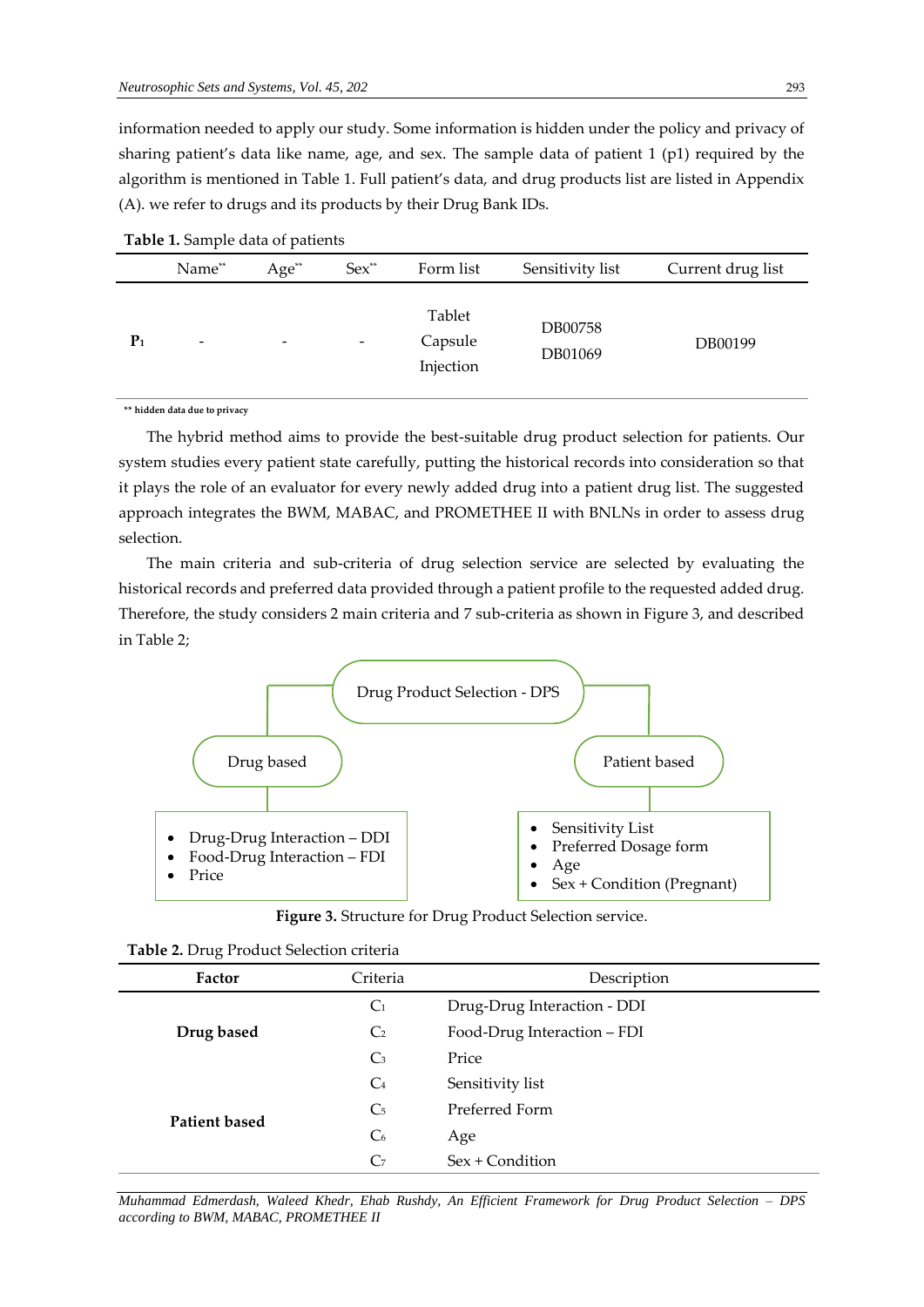information needed to apply our study. Some information is hidden under the policy and privacy of sharing patient's data like name, age, and sex. The sample data of patient 1 (p1) required by the algorithm is mentioned in Table 1. Full patient's data, and drug products list are listed in Appendix (A). we refer to drugs and its products by their Drug Bank IDs.

**Table 1.** Sample data of patients

| | Name** | Age** | Sex** | Form list | Sensitivity list | Current drug list |
|---|---|---|---|---|---|---|
| **$P_1$** | - | - | - | Tablet<br>Capsule<br>Injection | DB00758<br>DB01069 | DB00199 |

** hidden data due to privacy

The hybrid method aims to provide the best-suitable drug product selection for patients. Our system studies every patient state carefully, putting the historical records into consideration so that it plays the role of an evaluator for every newly added drug into a patient drug list. The suggested approach integrates the BWM, MABAC, and PROMETHEE II with BNLNs in order to assess drug selection.

The main criteria and sub-criteria of drug selection service are selected by evaluating the historical records and preferred data provided through a patient profile to the requested added drug. Therefore, the study considers 2 main criteria and 7 sub-criteria as shown in Figure 3, and described in Table 2;

Drug Product Selection - DPS

Drug based
- Drug-Drug Interaction – DDI
- Food-Drug Interaction – FDI
- Price

Patient based
- Sensitivity List
- Preferred Dosage form
- Age
- Sex + Condition (Pregnant)

**Figure 3.** Structure for Drug Product Selection service.

**Table 2.** Drug Product Selection criteria

| Factor | Criteria | Description |
|---|---|---|
| **Drug based** | $C_1$ | Drug-Drug Interaction - DDI |
| | $C_2$ | Food-Drug Interaction – FDI |
| | $C_3$ | Price |
| **Patient based** | $C_4$ | Sensitivity list |
| | $C_5$ | Preferred Form |
| | $C_6$ | Age |
| | $C_7$ | Sex + Condition |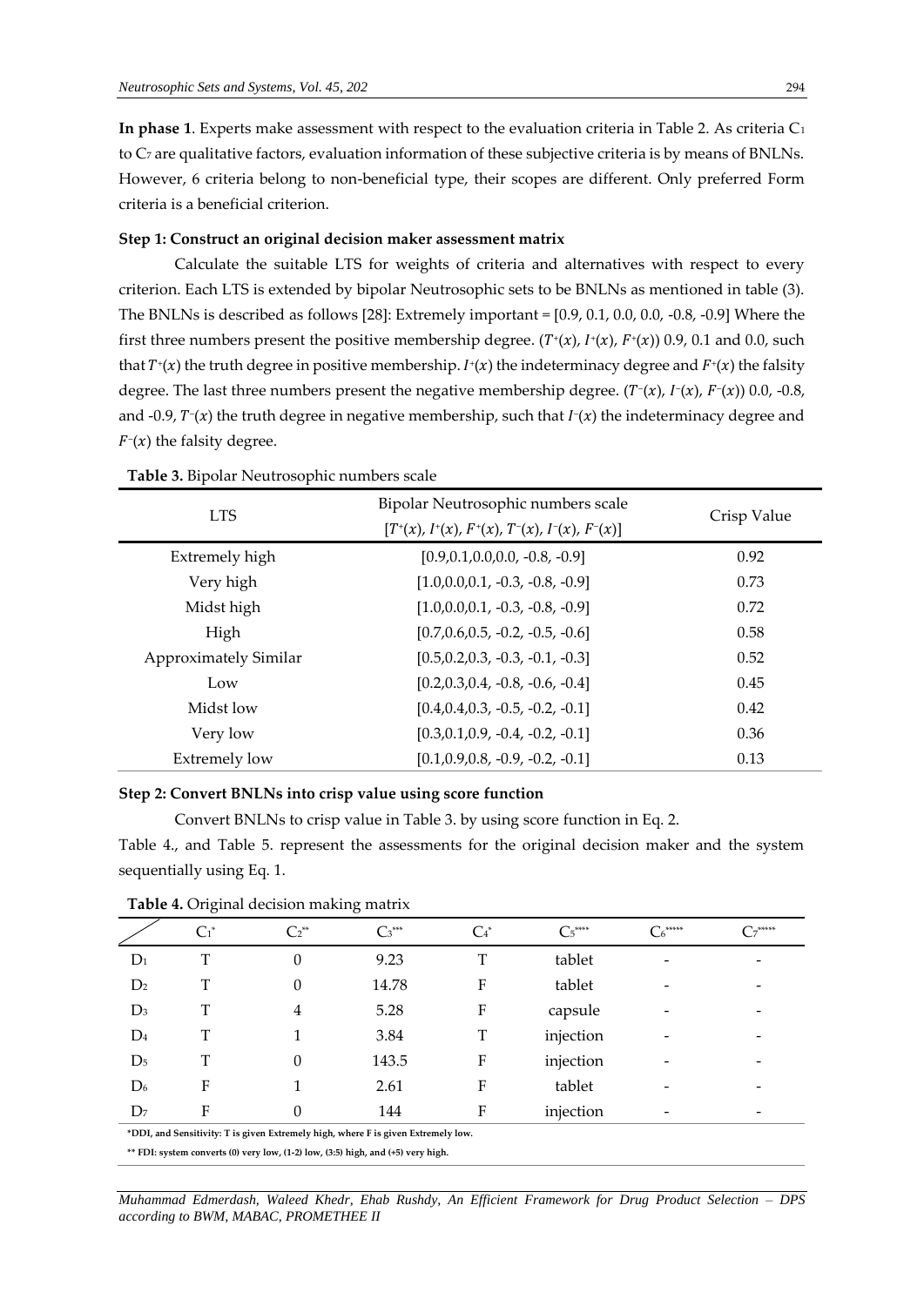**In phase 1**. Experts make assessment with respect to the evaluation criteria in Table 2. As criteria $C_1$ to $C_7$ are qualitative factors, evaluation information of these subjective criteria is by means of BNLNs. However, 6 criteria belong to non-beneficial type, their scopes are different. Only preferred Form criteria is a beneficial criterion.

**Step 1: Construct an original decision maker assessment matrix**

Calculate the suitable LTS for weights of criteria and alternatives with respect to every criterion. Each LTS is extended by bipolar Neutrosophic sets to be BNLNs as mentioned in table (3). The BNLNs is described as follows [28]: Extremely important = [0.9, 0.1, 0.0, 0.0, -0.8, -0.9] Where the first three numbers present the positive membership degree. ($T^{+}(x)$, $I^{+}(x)$, $F^{+}(x)$) 0.9, 0.1 and 0.0, such that $T^{+}(x)$ the truth degree in positive membership. $I^{+}(x)$ the indeterminacy degree and $F^{+}(x)$ the falsity degree. The last three numbers present the negative membership degree. ($T^{-}(x)$, $I^{-}(x)$, $F^{-}(x)$) 0.0, -0.8, and -0.9, $T^{-}(x)$ the truth degree in negative membership, such that $I^{-}(x)$ the indeterminacy degree and $F^{-}(x)$ the falsity degree.

**Table 3.** Bipolar Neutrosophic numbers scale

| LTS | Bipolar Neutrosophic numbers scale $[T^{+}(x), I^{+}(x), F^{+}(x), T^{-}(x), I^{-}(x), F^{-}(x)]$ | Crisp Value |
|---|---|---|
| Extremely high | [0.9,0.1,0.0,0.0, -0.8, -0.9] | 0.92 |
| Very high | [1.0,0.0,0.1, -0.3, -0.8, -0.9] | 0.73 |
| Midst high | [1.0,0.0,0.1, -0.3, -0.8, -0.9] | 0.72 |
| High | [0.7,0.6,0.5, -0.2, -0.5, -0.6] | 0.58 |
| Approximately Similar | [0.5,0.2,0.3, -0.3, -0.1, -0.3] | 0.52 |
| Low | [0.2,0.3,0.4, -0.8, -0.6, -0.4] | 0.45 |
| Midst low | [0.4,0.4,0.3, -0.5, -0.2, -0.1] | 0.42 |
| Very low | [0.3,0.1,0.9, -0.4, -0.2, -0.1] | 0.36 |
| Extremely low | [0.1,0.9,0.8, -0.9, -0.2, -0.1] | 0.13 |

**Step 2: Convert BNLNs into crisp value using score function**

Convert BNLNs to crisp value in Table 3. by using score function in Eq. 2.

Table 4., and Table 5. represent the assessments for the original decision maker and the system sequentially using Eq. 1.

**Table 4.** Original decision making matrix

| | $C_1$* | $C_2$** | $C_3$*** | $C_4$* | $C_5$**** | $C_6$***** | $C_7$***** |
|---|---|---|---|---|---|---|---|
| $D_1$ | T | 0 | 9.23 | T | tablet | - | - |
| $D_2$ | T | 0 | 14.78 | F | tablet | - | - |
| $D_3$ | T | 4 | 5.28 | F | capsule | - | - |
| $D_4$ | T | 1 | 3.84 | T | injection | - | - |
| $D_5$ | T | 0 | 143.5 | F | injection | - | - |
| $D_6$ | F | 1 | 2.61 | F | tablet | - | - |
| $D_7$ | F | 0 | 144 | F | injection | - | - |

*DDI, and Sensitivity: T is given Extremely high, where F is given Extremely low.

** FDI: system converts (0) very low, (1-2) low, (3:5) high, and (+5) very high.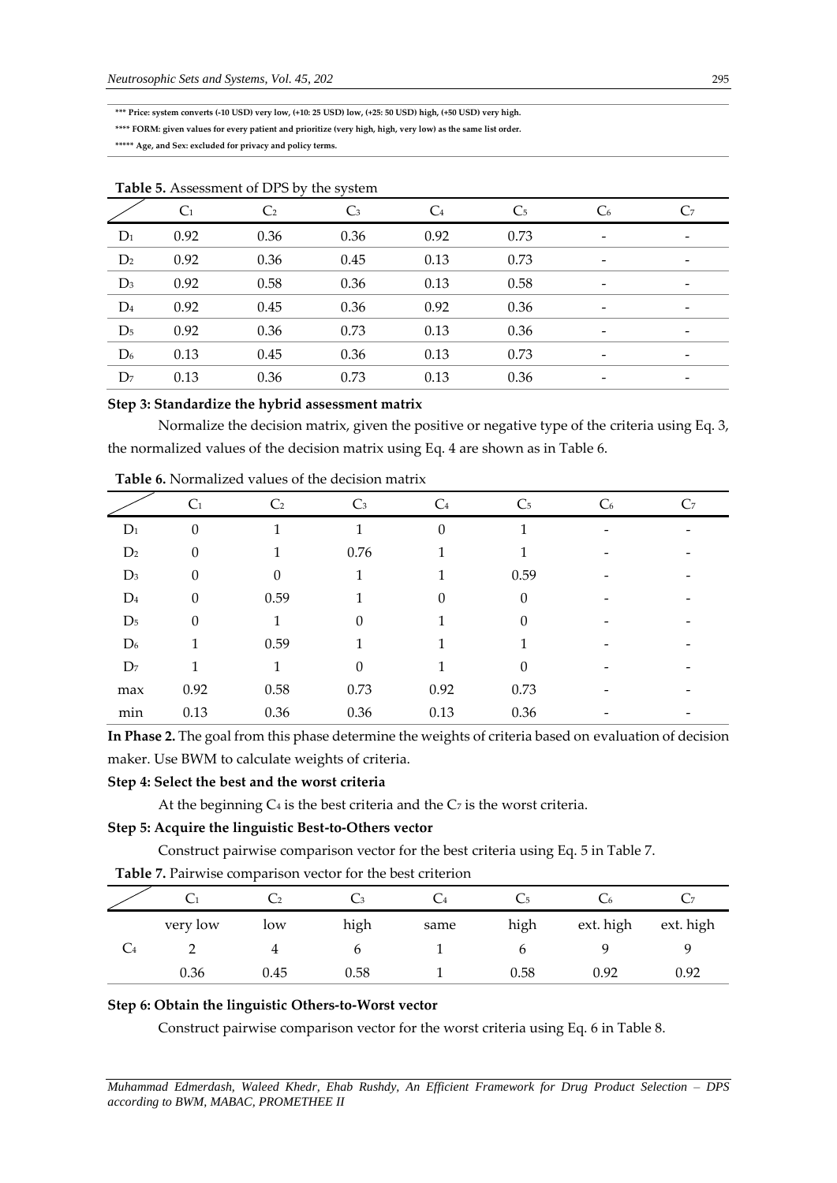**\*\*\* Price: system converts (-10 USD) very low, (+10: 25 USD) low, (+25: 50 USD) high, (+50 USD) very high.**

**\*\*\*\* FORM: given values for every patient and prioritize (very high, high, very low) as the same list order.**

**\*\*\*\*\* Age, and Sex: excluded for privacy and policy terms.**

**Table 5.** Assessment of DPS by the system

| | $C_1$ | $C_2$ | $C_3$ | $C_4$ | $C_5$ | $C_6$ | $C_7$ |
|---|---|---|---|---|---|---|---|
| $D_1$ | 0.92 | 0.36 | 0.36 | 0.92 | 0.73 | - | - |
| $D_2$ | 0.92 | 0.36 | 0.45 | 0.13 | 0.73 | - | - |
| $D_3$ | 0.92 | 0.58 | 0.36 | 0.13 | 0.58 | - | - |
| $D_4$ | 0.92 | 0.45 | 0.36 | 0.92 | 0.36 | - | - |
| $D_5$ | 0.92 | 0.36 | 0.73 | 0.13 | 0.36 | - | - |
| $D_6$ | 0.13 | 0.45 | 0.36 | 0.13 | 0.73 | - | - |
| $D_7$ | 0.13 | 0.36 | 0.73 | 0.13 | 0.36 | - | - |

**Step 3: Standardize the hybrid assessment matrix**

Normalize the decision matrix, given the positive or negative type of the criteria using Eq. 3, the normalized values of the decision matrix using Eq. 4 are shown as in Table 6.

**Table 6.** Normalized values of the decision matrix

| | $C_1$ | $C_2$ | $C_3$ | $C_4$ | $C_5$ | $C_6$ | $C_7$ |
|---|---|---|---|---|---|---|---|
| $D_1$ | 0 | 1 | 1 | 0 | 1 | - | - |
| $D_2$ | 0 | 1 | 0.76 | 1 | 1 | - | - |
| $D_3$ | 0 | 0 | 1 | 1 | 0.59 | - | - |
| $D_4$ | 0 | 0.59 | 1 | 0 | 0 | - | - |
| $D_5$ | 0 | 1 | 0 | 1 | 0 | - | - |
| $D_6$ | 1 | 0.59 | 1 | 1 | 1 | - | - |
| $D_7$ | 1 | 1 | 0 | 1 | 0 | - | - |
| max | 0.92 | 0.58 | 0.73 | 0.92 | 0.73 | - | - |
| min | 0.13 | 0.36 | 0.36 | 0.13 | 0.36 | - | - |

**In Phase 2.** The goal from this phase determine the weights of criteria based on evaluation of decision maker. Use BWM to calculate weights of criteria.

**Step 4: Select the best and the worst criteria**

At the beginning $C_4$ is the best criteria and the $C_7$ is the worst criteria.

**Step 5: Acquire the linguistic Best-to-Others vector**

Construct pairwise comparison vector for the best criteria using Eq. 5 in Table 7.

**Table 7.** Pairwise comparison vector for the best criterion

| | $C_1$ | $C_2$ | $C_3$ | $C_4$ | $C_5$ | $C_6$ | $C_7$ |
|---|---|---|---|---|---|---|---|
| | very low | low | high | same | high | ext. high | ext. high |
| $C_4$ | 2 | 4 | 6 | 1 | 6 | 9 | 9 |
| | 0.36 | 0.45 | 0.58 | 1 | 0.58 | 0.92 | 0.92 |

**Step 6: Obtain the linguistic Others-to-Worst vector**

Construct pairwise comparison vector for the worst criteria using Eq. 6 in Table 8.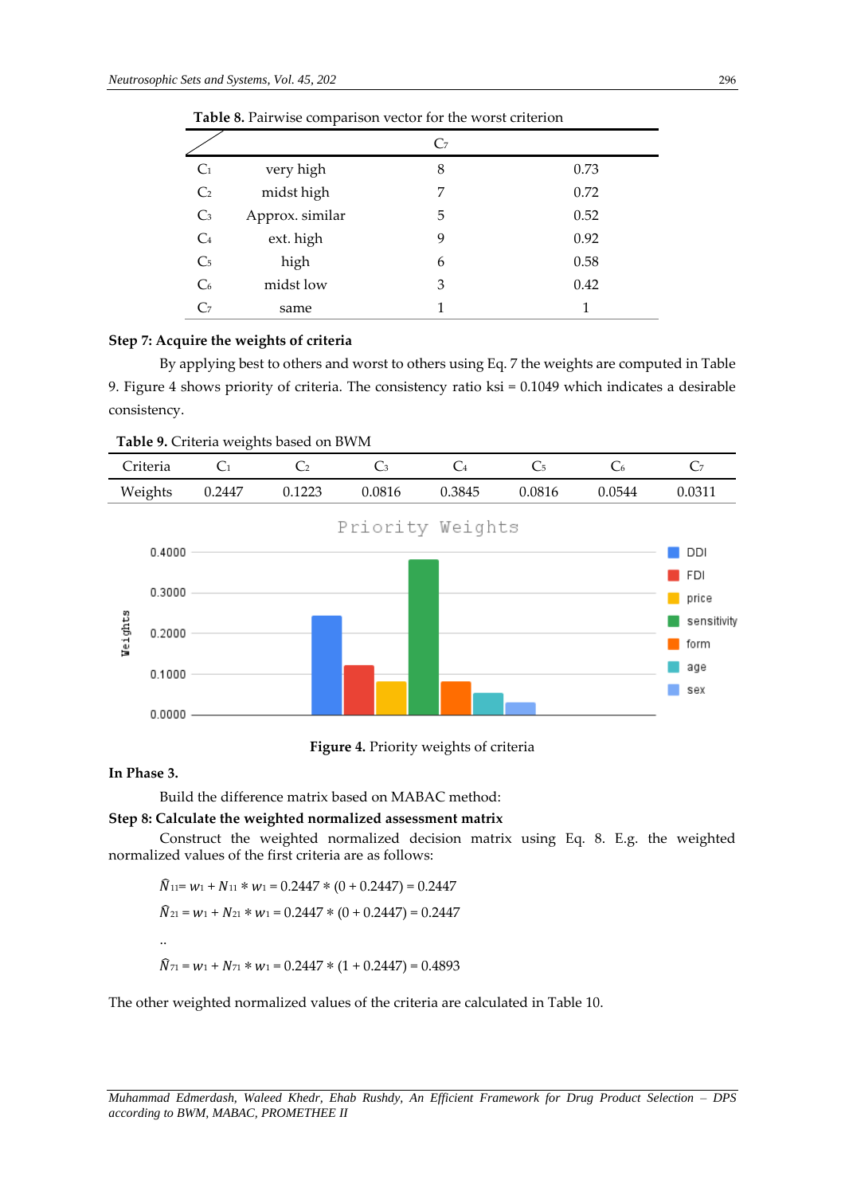**Table 8.** Pairwise comparison vector for the worst criterion

| | | $C_7$ | |
|---|---|---|---|
| $C_1$ | very high | 8 | 0.73 |
| $C_2$ | midst high | 7 | 0.72 |
| $C_3$ | Approx. similar | 5 | 0.52 |
| $C_4$ | ext. high | 9 | 0.92 |
| $C_5$ | high | 6 | 0.58 |
| $C_6$ | midst low | 3 | 0.42 |
| $C_7$ | same | 1 | 1 |

**Step 7: Acquire the weights of criteria**

By applying best to others and worst to others using Eq. 7 the weights are computed in Table 9. Figure 4 shows priority of criteria. The consistency ratio ksi = 0.1049 which indicates a desirable consistency.

**Table 9.** Criteria weights based on BWM

| Criteria | $C_1$ | $C_2$ | $C_3$ | $C_4$ | $C_5$ | $C_6$ | $C_7$ |
|---|---|---|---|---|---|---|---|
| Weights | 0.2447 | 0.1223 | 0.0816 | 0.3845 | 0.0816 | 0.0544 | 0.0311 |

**Figure 4.** Priority weights of criteria

**In Phase 3.**

Build the difference matrix based on MABAC method:

**Step 8: Calculate the weighted normalized assessment matrix**

Construct the weighted normalized decision matrix using Eq. 8. E.g. the weighted normalized values of the first criteria are as follows:

$\widehat{N}_{11} = w_1 + N_{11} * w_1 = 0.2447 * (0 + 0.2447) = 0.2447$

$\widehat{N}_{21} = w_1 + N_{21} * w_1 = 0.2447 * (0 + 0.2447) = 0.2447$

..

$\widehat{N}_{71} = w_1 + N_{71} * w_1 = 0.2447 * (1 + 0.2447) = 0.4893$

The other weighted normalized values of the criteria are calculated in Table 10.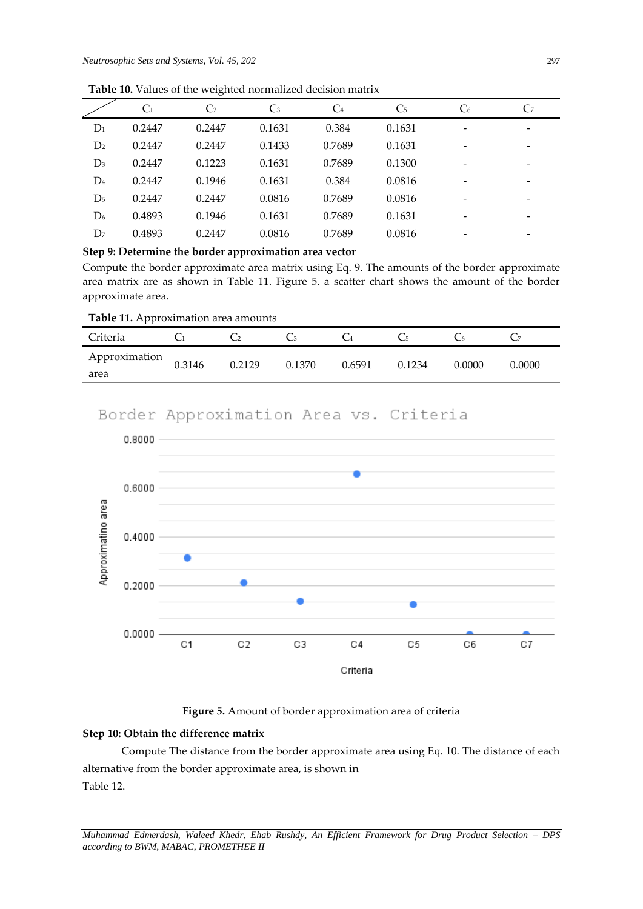**Table 10.** Values of the weighted normalized decision matrix

| | $C_1$ | $C_2$ | $C_3$ | $C_4$ | $C_5$ | $C_6$ | $C_7$ |
|---|---|---|---|---|---|---|---|
| $D_1$ | 0.2447 | 0.2447 | 0.1631 | 0.384 | 0.1631 | - | - |
| $D_2$ | 0.2447 | 0.2447 | 0.1433 | 0.7689 | 0.1631 | - | - |
| $D_3$ | 0.2447 | 0.1223 | 0.1631 | 0.7689 | 0.1300 | - | - |
| $D_4$ | 0.2447 | 0.1946 | 0.1631 | 0.384 | 0.0816 | - | - |
| $D_5$ | 0.2447 | 0.2447 | 0.0816 | 0.7689 | 0.0816 | - | - |
| $D_6$ | 0.4893 | 0.1946 | 0.1631 | 0.7689 | 0.1631 | - | - |
| $D_7$ | 0.4893 | 0.2447 | 0.0816 | 0.7689 | 0.0816 | - | - |

**Step 9: Determine the border approximation area vector**

Compute the border approximate area matrix using Eq. 9. The amounts of the border approximate area matrix are as shown in Table 11. Figure 5. a scatter chart shows the amount of the border approximate area.

**Table 11.** Approximation area amounts

| Criteria | $C_1$ | $C_2$ | $C_3$ | $C_4$ | $C_5$ | $C_6$ | $C_7$ |
|---|---|---|---|---|---|---|---|
| Approximation area | 0.3146 | 0.2129 | 0.1370 | 0.6591 | 0.1234 | 0.0000 | 0.0000 |

**Figure 5.** Amount of border approximation area of criteria

**Step 10: Obtain the difference matrix**

Compute The distance from the border approximate area using Eq. 10. The distance of each alternative from the border approximate area, is shown in Table 12.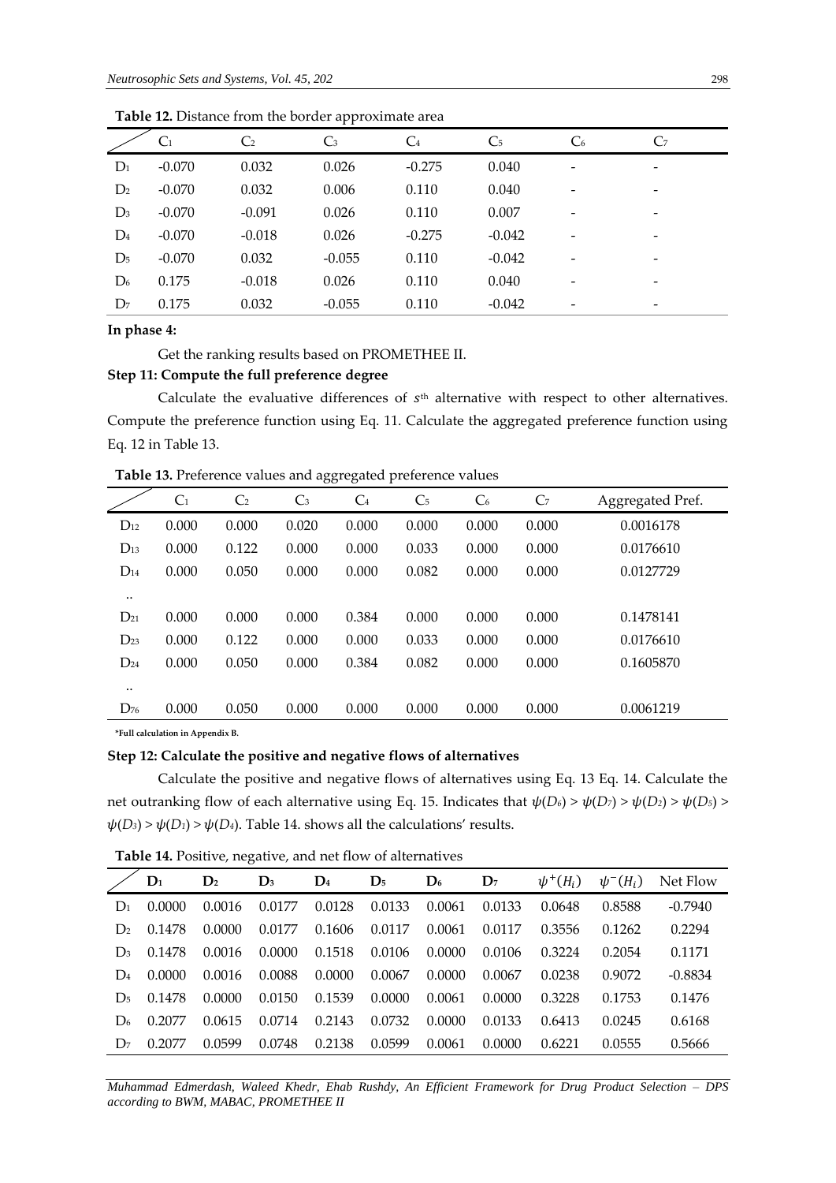**Table 12.** Distance from the border approximate area

| | $C_1$ | $C_2$ | $C_3$ | $C_4$ | $C_5$ | $C_6$ | $C_7$ |
|---|---|---|---|---|---|---|---|
| $D_1$ | -0.070 | 0.032 | 0.026 | -0.275 | 0.040 | - | - |
| $D_2$ | -0.070 | 0.032 | 0.006 | 0.110 | 0.040 | - | - |
| $D_3$ | -0.070 | -0.091 | 0.026 | 0.110 | 0.007 | - | - |
| $D_4$ | -0.070 | -0.018 | 0.026 | -0.275 | -0.042 | - | - |
| $D_5$ | -0.070 | 0.032 | -0.055 | 0.110 | -0.042 | - | - |
| $D_6$ | 0.175 | -0.018 | 0.026 | 0.110 | 0.040 | - | - |
| $D_7$ | 0.175 | 0.032 | -0.055 | 0.110 | -0.042 | - | - |

**In phase 4:**

Get the ranking results based on PROMETHEE II.

**Step 11: Compute the full preference degree**

Calculate the evaluative differences of $s^{th}$ alternative with respect to other alternatives. Compute the preference function using Eq. 11. Calculate the aggregated preference function using Eq. 12 in Table 13.

**Table 13.** Preference values and aggregated preference values

| | $C_1$ | $C_2$ | $C_3$ | $C_4$ | $C_5$ | $C_6$ | $C_7$ | Aggregated Pref. |
|---|---|---|---|---|---|---|---|---|
| $D_{12}$ | 0.000 | 0.000 | 0.020 | 0.000 | 0.000 | 0.000 | 0.000 | 0.0016178 |
| $D_{13}$ | 0.000 | 0.122 | 0.000 | 0.000 | 0.033 | 0.000 | 0.000 | 0.0176610 |
| $D_{14}$ | 0.000 | 0.050 | 0.000 | 0.000 | 0.082 | 0.000 | 0.000 | 0.0127729 |
| .. | | | | | | | | |
| $D_{21}$ | 0.000 | 0.000 | 0.000 | 0.384 | 0.000 | 0.000 | 0.000 | 0.1478141 |
| $D_{23}$ | 0.000 | 0.122 | 0.000 | 0.000 | 0.033 | 0.000 | 0.000 | 0.0176610 |
| $D_{24}$ | 0.000 | 0.050 | 0.000 | 0.384 | 0.082 | 0.000 | 0.000 | 0.1605870 |
| .. | | | | | | | | |
| $D_{76}$ | 0.000 | 0.050 | 0.000 | 0.000 | 0.000 | 0.000 | 0.000 | 0.0061219 |

*Full calculation in Appendix B.

**Step 12: Calculate the positive and negative flows of alternatives**

Calculate the positive and negative flows of alternatives using Eq. 13 Eq. 14. Calculate the net outranking flow of each alternative using Eq. 15. Indicates that $\psi(D_6) > \psi(D_7) > \psi(D_2) > \psi(D_5) > \psi(D_3) > \psi(D_1) > \psi(D_4)$. Table 14. shows all the calculations' results.

**Table 14.** Positive, negative, and net flow of alternatives

| | $D_1$ | $D_2$ | $D_3$ | $D_4$ | $D_5$ | $D_6$ | $D_7$ | $\psi^{+}(H_i)$ | $\psi^{-}(H_i)$ | Net Flow |
|---|---|---|---|---|---|---|---|---|---|---|
| $D_1$ | 0.0000 | 0.0016 | 0.0177 | 0.0128 | 0.0133 | 0.0061 | 0.0133 | 0.0648 | 0.8588 | -0.7940 |
| $D_2$ | 0.1478 | 0.0000 | 0.0177 | 0.1606 | 0.0117 | 0.0061 | 0.0117 | 0.3556 | 0.1262 | 0.2294 |
| $D_3$ | 0.1478 | 0.0016 | 0.0000 | 0.1518 | 0.0106 | 0.0000 | 0.0106 | 0.3224 | 0.2054 | 0.1171 |
| $D_4$ | 0.0000 | 0.0016 | 0.0088 | 0.0000 | 0.0067 | 0.0000 | 0.0067 | 0.0238 | 0.9072 | -0.8834 |
| $D_5$ | 0.1478 | 0.0000 | 0.0150 | 0.1539 | 0.0000 | 0.0061 | 0.0000 | 0.3228 | 0.1753 | 0.1476 |
| $D_6$ | 0.2077 | 0.0615 | 0.0714 | 0.2143 | 0.0732 | 0.0000 | 0.0133 | 0.6413 | 0.0245 | 0.6168 |
| $D_7$ | 0.2077 | 0.0599 | 0.0748 | 0.2138 | 0.0599 | 0.0061 | 0.0000 | 0.6221 | 0.0555 | 0.5666 |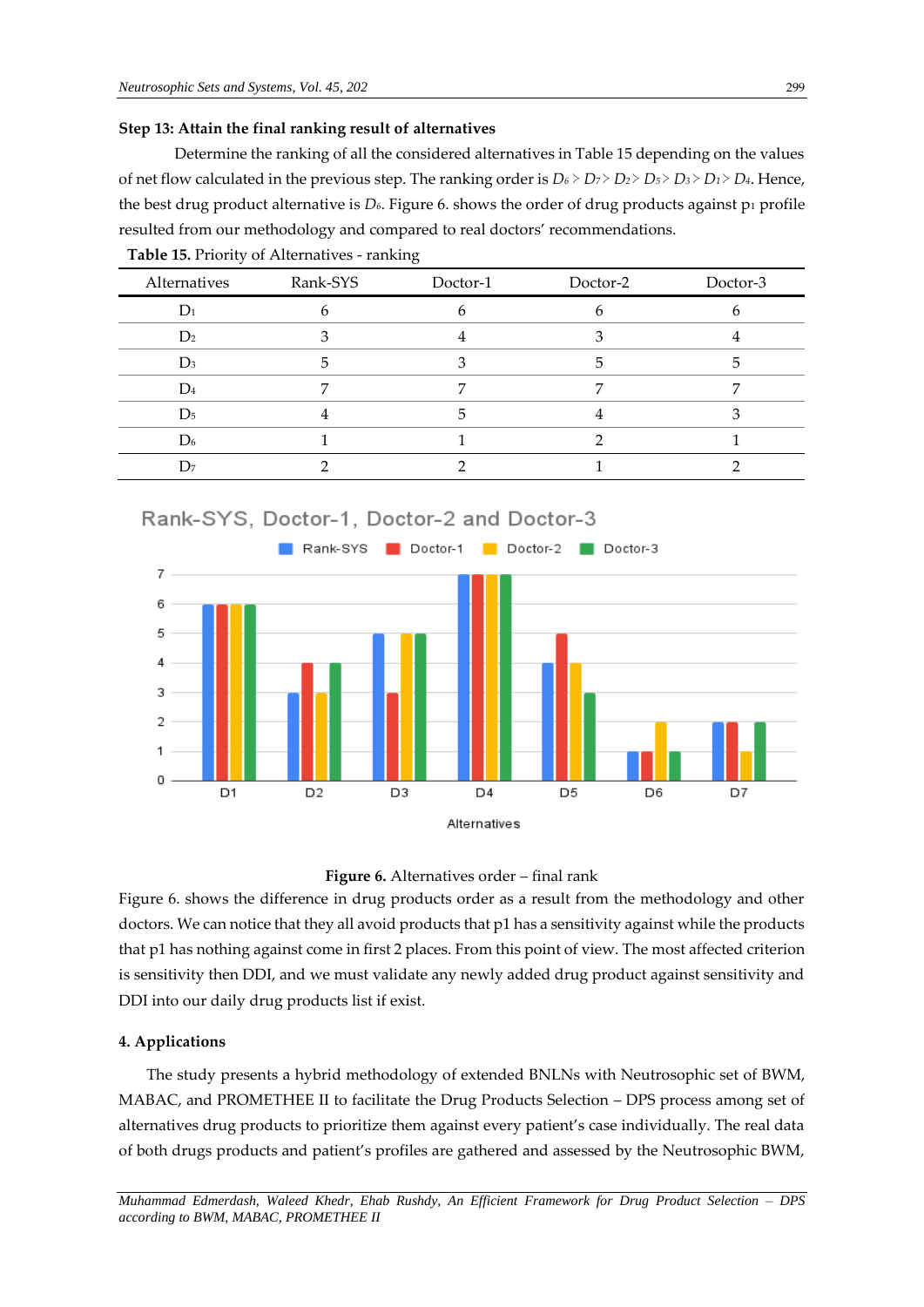**Step 13: Attain the final ranking result of alternatives**

Determine the ranking of all the considered alternatives in Table 15 depending on the values of net flow calculated in the previous step. The ranking order is $D_6 > D_7 > D_2 > D_5 > D_3 > D_1 > D_4$. Hence, the best drug product alternative is $D_6$. Figure 6. shows the order of drug products against $p_1$ profile resulted from our methodology and compared to real doctors' recommendations.

**Table 15.** Priority of Alternatives - ranking

| Alternatives | Rank-SYS | Doctor-1 | Doctor-2 | Doctor-3 |
|---|---|---|---|---|
| $D_1$ | 6 | 6 | 6 | 6 |
| $D_2$ | 3 | 4 | 3 | 4 |
| $D_3$ | 5 | 3 | 5 | 5 |
| $D_4$ | 7 | 7 | 7 | 7 |
| $D_5$ | 4 | 5 | 4 | 3 |
| $D_6$ | 1 | 1 | 2 | 1 |
| $D_7$ | 2 | 2 | 1 | 2 |

**Figure 6.** Alternatives order – final rank

Figure 6. shows the difference in drug products order as a result from the methodology and other doctors. We can notice that they all avoid products that p1 has a sensitivity against while the products that p1 has nothing against come in first 2 places. From this point of view. The most affected criterion is sensitivity then DDI, and we must validate any newly added drug product against sensitivity and DDI into our daily drug products list if exist.

## 4. Applications

The study presents a hybrid methodology of extended BNLNs with Neutrosophic set of BWM, MABAC, and PROMETHEE II to facilitate the Drug Products Selection – DPS process among set of alternatives drug products to prioritize them against every patient's case individually. The real data of both drugs products and patient's profiles are gathered and assessed by the Neutrosophic BWM,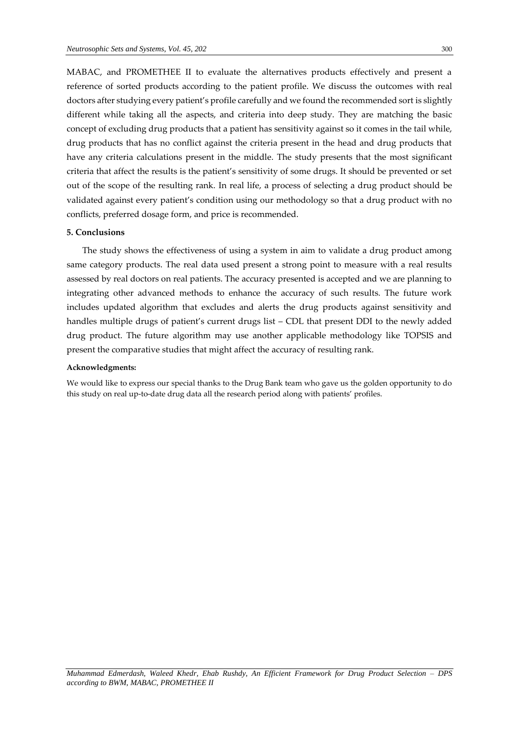MABAC, and PROMETHEE II to evaluate the alternatives products effectively and present a reference of sorted products according to the patient profile. We discuss the outcomes with real doctors after studying every patient's profile carefully and we found the recommended sort is slightly different while taking all the aspects, and criteria into deep study. They are matching the basic concept of excluding drug products that a patient has sensitivity against so it comes in the tail while, drug products that has no conflict against the criteria present in the head and drug products that have any criteria calculations present in the middle. The study presents that the most significant criteria that affect the results is the patient's sensitivity of some drugs. It should be prevented or set out of the scope of the resulting rank. In real life, a process of selecting a drug product should be validated against every patient's condition using our methodology so that a drug product with no conflicts, preferred dosage form, and price is recommended.

## 5. Conclusions

The study shows the effectiveness of using a system in aim to validate a drug product among same category products. The real data used present a strong point to measure with a real results assessed by real doctors on real patients. The accuracy presented is accepted and we are planning to integrating other advanced methods to enhance the accuracy of such results. The future work includes updated algorithm that excludes and alerts the drug products against sensitivity and handles multiple drugs of patient's current drugs list – CDL that present DDI to the newly added drug product. The future algorithm may use another applicable methodology like TOPSIS and present the comparative studies that might affect the accuracy of resulting rank.

**Acknowledgments:**

We would like to express our special thanks to the Drug Bank team who gave us the golden opportunity to do this study on real up-to-date drug data all the research period along with patients' profiles.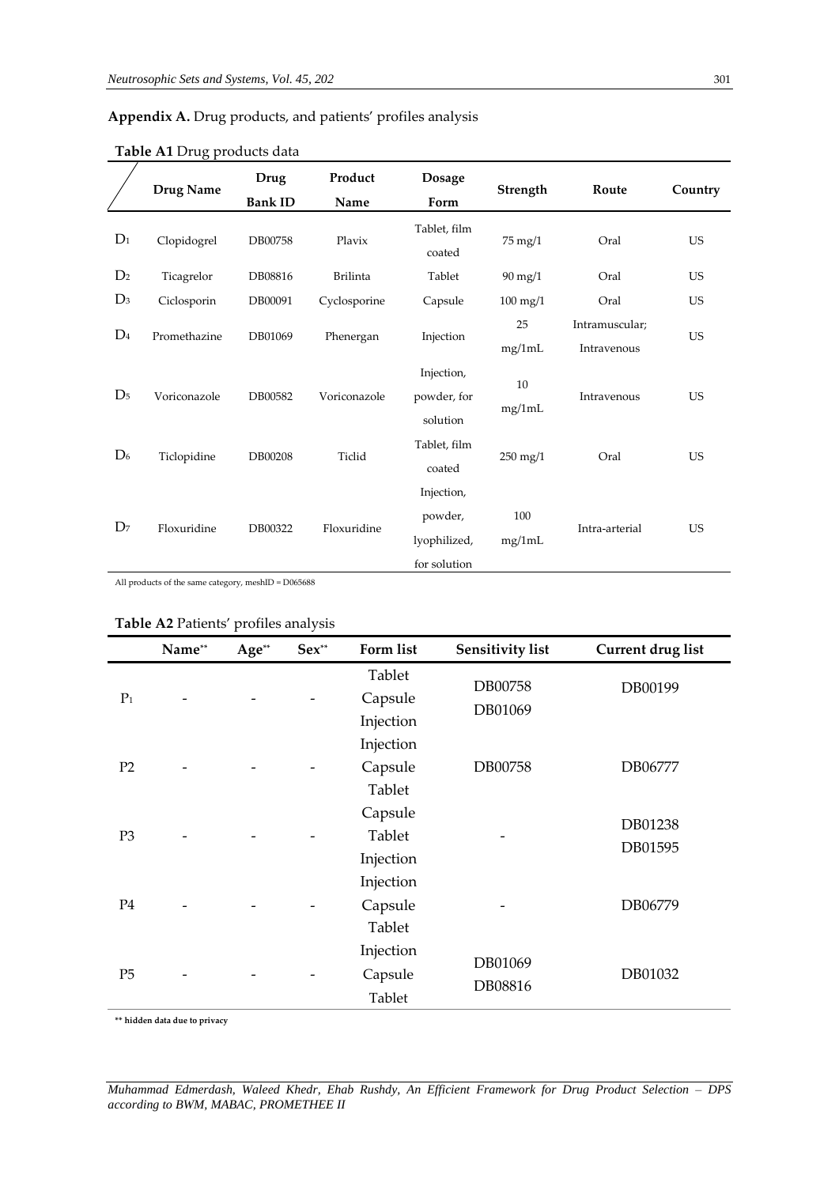**Appendix A.** Drug products, and patients' profiles analysis

**Table A1** Drug products data

| | Drug Name | Drug Bank ID | Product Name | Dosage Form | Strength | Route | Country |
|---|---|---|---|---|---|---|---|
| $D_1$ | Clopidogrel | DB00758 | Plavix | Tablet, film coated | 75 mg/1 | Oral | US |
| $D_2$ | Ticagrelor | DB08816 | Brilinta | Tablet | 90 mg/1 | Oral | US |
| $D_3$ | Ciclosporin | DB00091 | Cyclosporine | Capsule | 100 mg/1 | Oral | US |
| $D_4$ | Promethazine | DB01069 | Phenergan | Injection | 25 mg/1mL | Intramuscular; Intravenous | US |
| $D_5$ | Voriconazole | DB00582 | Voriconazole | Injection, powder, for solution | 10 mg/1mL | Intravenous | US |
| $D_6$ | Ticlopidine | DB00208 | Ticlid | Tablet, film coated | 250 mg/1 | Oral | US |
| $D_7$ | Floxuridine | DB00322 | Floxuridine | Injection, powder, lyophilized, for solution | 100 mg/1mL | Intra-arterial | US |

All products of the same category, meshID = D065688

**Table A2** Patients' profiles analysis

| | Name** | Age** | Sex** | Form list | Sensitivity list | Current drug list |
|---|---|---|---|---|---|---|
| $P_1$ | - | - | - | Tablet Capsule Injection | DB00758 DB01069 | DB00199 |
| P2 | - | - | - | Injection Capsule Tablet | DB00758 | DB06777 |
| P3 | - | - | - | Capsule Tablet Injection | - | DB01238 DB01595 |
| P4 | - | - | - | Injection Capsule Tablet | - | DB06779 |
| P5 | - | - | - | Injection Capsule Tablet | DB01069 DB08816 | DB01032 |

**\*\* hidden data due to privacy**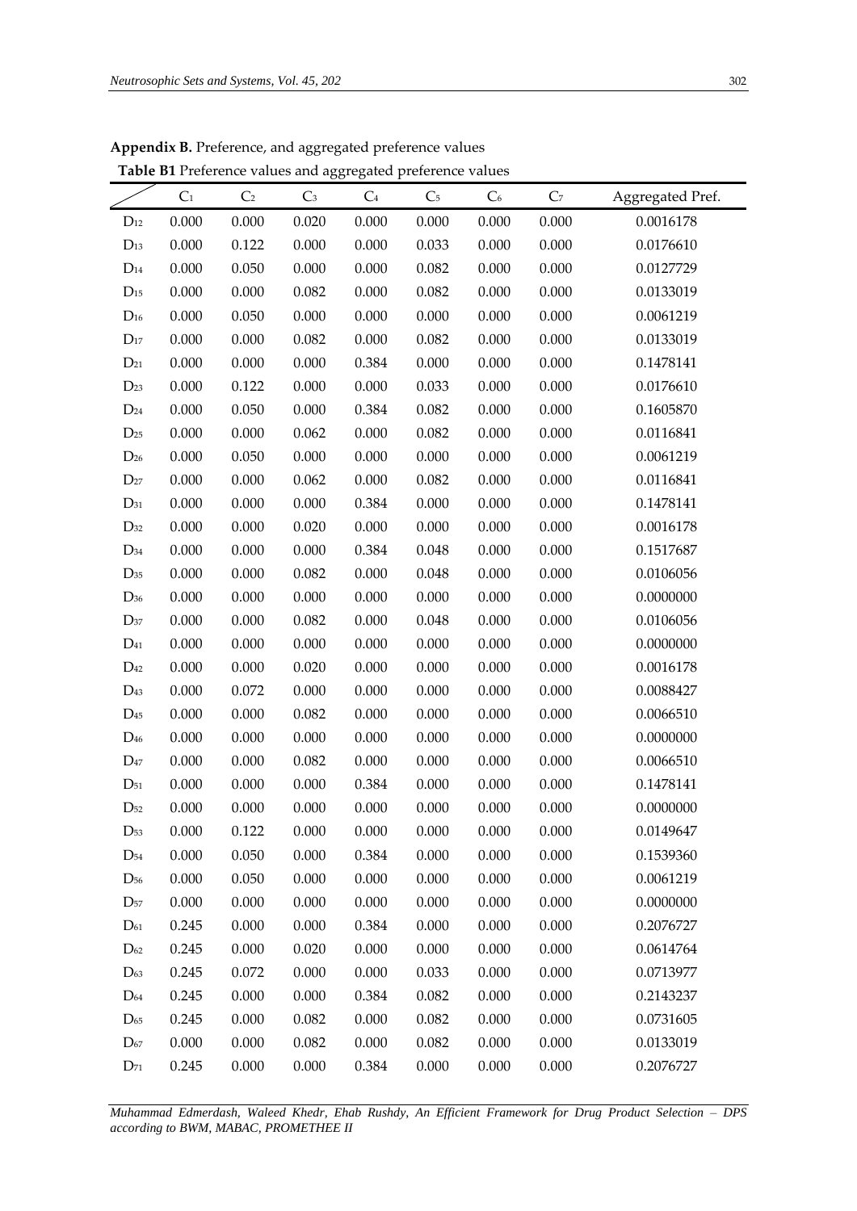**Appendix B.** Preference, and aggregated preference values

**Table B1** Preference values and aggregated preference values

|  | $C_1$ | $C_2$ | $C_3$ | $C_4$ | $C_5$ | $C_6$ | $C_7$ | Aggregated Pref. |
|---|---|---|---|---|---|---|---|---|
| $D_{12}$ | 0.000 | 0.000 | 0.020 | 0.000 | 0.000 | 0.000 | 0.000 | 0.0016178 |
| $D_{13}$ | 0.000 | 0.122 | 0.000 | 0.000 | 0.033 | 0.000 | 0.000 | 0.0176610 |
| $D_{14}$ | 0.000 | 0.050 | 0.000 | 0.000 | 0.082 | 0.000 | 0.000 | 0.0127729 |
| $D_{15}$ | 0.000 | 0.000 | 0.082 | 0.000 | 0.082 | 0.000 | 0.000 | 0.0133019 |
| $D_{16}$ | 0.000 | 0.050 | 0.000 | 0.000 | 0.000 | 0.000 | 0.000 | 0.0061219 |
| $D_{17}$ | 0.000 | 0.000 | 0.082 | 0.000 | 0.082 | 0.000 | 0.000 | 0.0133019 |
| $D_{21}$ | 0.000 | 0.000 | 0.000 | 0.384 | 0.000 | 0.000 | 0.000 | 0.1478141 |
| $D_{23}$ | 0.000 | 0.122 | 0.000 | 0.000 | 0.033 | 0.000 | 0.000 | 0.0176610 |
| $D_{24}$ | 0.000 | 0.050 | 0.000 | 0.384 | 0.082 | 0.000 | 0.000 | 0.1605870 |
| $D_{25}$ | 0.000 | 0.000 | 0.062 | 0.000 | 0.082 | 0.000 | 0.000 | 0.0116841 |
| $D_{26}$ | 0.000 | 0.050 | 0.000 | 0.000 | 0.000 | 0.000 | 0.000 | 0.0061219 |
| $D_{27}$ | 0.000 | 0.000 | 0.062 | 0.000 | 0.082 | 0.000 | 0.000 | 0.0116841 |
| $D_{31}$ | 0.000 | 0.000 | 0.000 | 0.384 | 0.000 | 0.000 | 0.000 | 0.1478141 |
| $D_{32}$ | 0.000 | 0.000 | 0.020 | 0.000 | 0.000 | 0.000 | 0.000 | 0.0016178 |
| $D_{34}$ | 0.000 | 0.000 | 0.000 | 0.384 | 0.048 | 0.000 | 0.000 | 0.1517687 |
| $D_{35}$ | 0.000 | 0.000 | 0.082 | 0.000 | 0.048 | 0.000 | 0.000 | 0.0106056 |
| $D_{36}$ | 0.000 | 0.000 | 0.000 | 0.000 | 0.000 | 0.000 | 0.000 | 0.0000000 |
| $D_{37}$ | 0.000 | 0.000 | 0.082 | 0.000 | 0.048 | 0.000 | 0.000 | 0.0106056 |
| $D_{41}$ | 0.000 | 0.000 | 0.000 | 0.000 | 0.000 | 0.000 | 0.000 | 0.0000000 |
| $D_{42}$ | 0.000 | 0.000 | 0.020 | 0.000 | 0.000 | 0.000 | 0.000 | 0.0016178 |
| $D_{43}$ | 0.000 | 0.072 | 0.000 | 0.000 | 0.000 | 0.000 | 0.000 | 0.0088427 |
| $D_{45}$ | 0.000 | 0.000 | 0.082 | 0.000 | 0.000 | 0.000 | 0.000 | 0.0066510 |
| $D_{46}$ | 0.000 | 0.000 | 0.000 | 0.000 | 0.000 | 0.000 | 0.000 | 0.0000000 |
| $D_{47}$ | 0.000 | 0.000 | 0.082 | 0.000 | 0.000 | 0.000 | 0.000 | 0.0066510 |
| $D_{51}$ | 0.000 | 0.000 | 0.000 | 0.384 | 0.000 | 0.000 | 0.000 | 0.1478141 |
| $D_{52}$ | 0.000 | 0.000 | 0.000 | 0.000 | 0.000 | 0.000 | 0.000 | 0.0000000 |
| $D_{53}$ | 0.000 | 0.122 | 0.000 | 0.000 | 0.000 | 0.000 | 0.000 | 0.0149647 |
| $D_{54}$ | 0.000 | 0.050 | 0.000 | 0.384 | 0.000 | 0.000 | 0.000 | 0.1539360 |
| $D_{56}$ | 0.000 | 0.050 | 0.000 | 0.000 | 0.000 | 0.000 | 0.000 | 0.0061219 |
| $D_{57}$ | 0.000 | 0.000 | 0.000 | 0.000 | 0.000 | 0.000 | 0.000 | 0.0000000 |
| $D_{61}$ | 0.245 | 0.000 | 0.000 | 0.384 | 0.000 | 0.000 | 0.000 | 0.2076727 |
| $D_{62}$ | 0.245 | 0.000 | 0.020 | 0.000 | 0.000 | 0.000 | 0.000 | 0.0614764 |
| $D_{63}$ | 0.245 | 0.072 | 0.000 | 0.000 | 0.033 | 0.000 | 0.000 | 0.0713977 |
| $D_{64}$ | 0.245 | 0.000 | 0.000 | 0.384 | 0.082 | 0.000 | 0.000 | 0.2143237 |
| $D_{65}$ | 0.245 | 0.000 | 0.082 | 0.000 | 0.082 | 0.000 | 0.000 | 0.0731605 |
| $D_{67}$ | 0.000 | 0.000 | 0.082 | 0.000 | 0.082 | 0.000 | 0.000 | 0.0133019 |
| $D_{71}$ | 0.245 | 0.000 | 0.000 | 0.384 | 0.000 | 0.000 | 0.000 | 0.2076727 |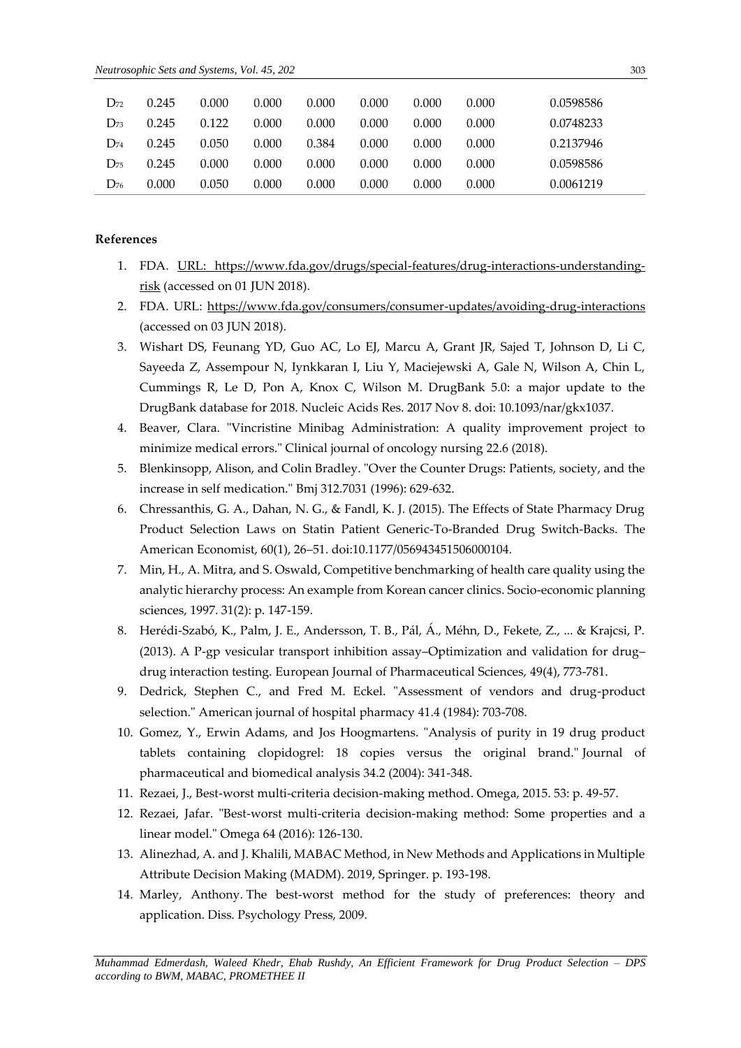| $D_{72}$ | 0.245 | 0.000 | 0.000 | 0.000 | 0.000 | 0.000 | 0.000 | 0.0598586 |
|---|---|---|---|---|---|---|---|---|
| $D_{73}$ | 0.245 | 0.122 | 0.000 | 0.000 | 0.000 | 0.000 | 0.000 | 0.0748233 |
| $D_{74}$ | 0.245 | 0.050 | 0.000 | 0.384 | 0.000 | 0.000 | 0.000 | 0.2137946 |
| $D_{75}$ | 0.245 | 0.000 | 0.000 | 0.000 | 0.000 | 0.000 | 0.000 | 0.0598586 |
| $D_{76}$ | 0.000 | 0.050 | 0.000 | 0.000 | 0.000 | 0.000 | 0.000 | 0.0061219 |

**References**

1. FDA. URL: https://www.fda.gov/drugs/special-features/drug-interactions-understanding-risk (accessed on 01 JUN 2018).
2. FDA. URL: https://www.fda.gov/consumers/consumer-updates/avoiding-drug-interactions (accessed on 03 JUN 2018).
3. Wishart DS, Feunang YD, Guo AC, Lo EJ, Marcu A, Grant JR, Sajed T, Johnson D, Li C, Sayeeda Z, Assempour N, Iynkkaran I, Liu Y, Maciejewski A, Gale N, Wilson A, Chin L, Cummings R, Le D, Pon A, Knox C, Wilson M. DrugBank 5.0: a major update to the DrugBank database for 2018. Nucleic Acids Res. 2017 Nov 8. doi: 10.1093/nar/gkx1037.
4. Beaver, Clara. "Vincristine Minibag Administration: A quality improvement project to minimize medical errors." Clinical journal of oncology nursing 22.6 (2018).
5. Blenkinsopp, Alison, and Colin Bradley. "Over the Counter Drugs: Patients, society, and the increase in self medication." Bmj 312.7031 (1996): 629-632.
6. Chressanthis, G. A., Dahan, N. G., & Fandl, K. J. (2015). The Effects of State Pharmacy Drug Product Selection Laws on Statin Patient Generic-To-Branded Drug Switch-Backs. The American Economist, 60(1), 26–51. doi:10.1177/056943451506000104.
7. Min, H., A. Mitra, and S. Oswald, Competitive benchmarking of health care quality using the analytic hierarchy process: An example from Korean cancer clinics. Socio-economic planning sciences, 1997. 31(2): p. 147-159.
8. Herédi-Szabó, K., Palm, J. E., Andersson, T. B., Pál, Á., Méhn, D., Fekete, Z., ... & Krajcsi, P. (2013). A P-gp vesicular transport inhibition assay–Optimization and validation for drug–drug interaction testing. European Journal of Pharmaceutical Sciences, 49(4), 773-781.
9. Dedrick, Stephen C., and Fred M. Eckel. "Assessment of vendors and drug-product selection." American journal of hospital pharmacy 41.4 (1984): 703-708.
10. Gomez, Y., Erwin Adams, and Jos Hoogmartens. "Analysis of purity in 19 drug product tablets containing clopidogrel: 18 copies versus the original brand." Journal of pharmaceutical and biomedical analysis 34.2 (2004): 341-348.
11. Rezaei, J., Best-worst multi-criteria decision-making method. Omega, 2015. 53: p. 49-57.
12. Rezaei, Jafar. "Best-worst multi-criteria decision-making method: Some properties and a linear model." Omega 64 (2016): 126-130.
13. Alinezhad, A. and J. Khalili, MABAC Method, in New Methods and Applications in Multiple Attribute Decision Making (MADM). 2019, Springer. p. 193-198.
14. Marley, Anthony. The best-worst method for the study of preferences: theory and application. Diss. Psychology Press, 2009.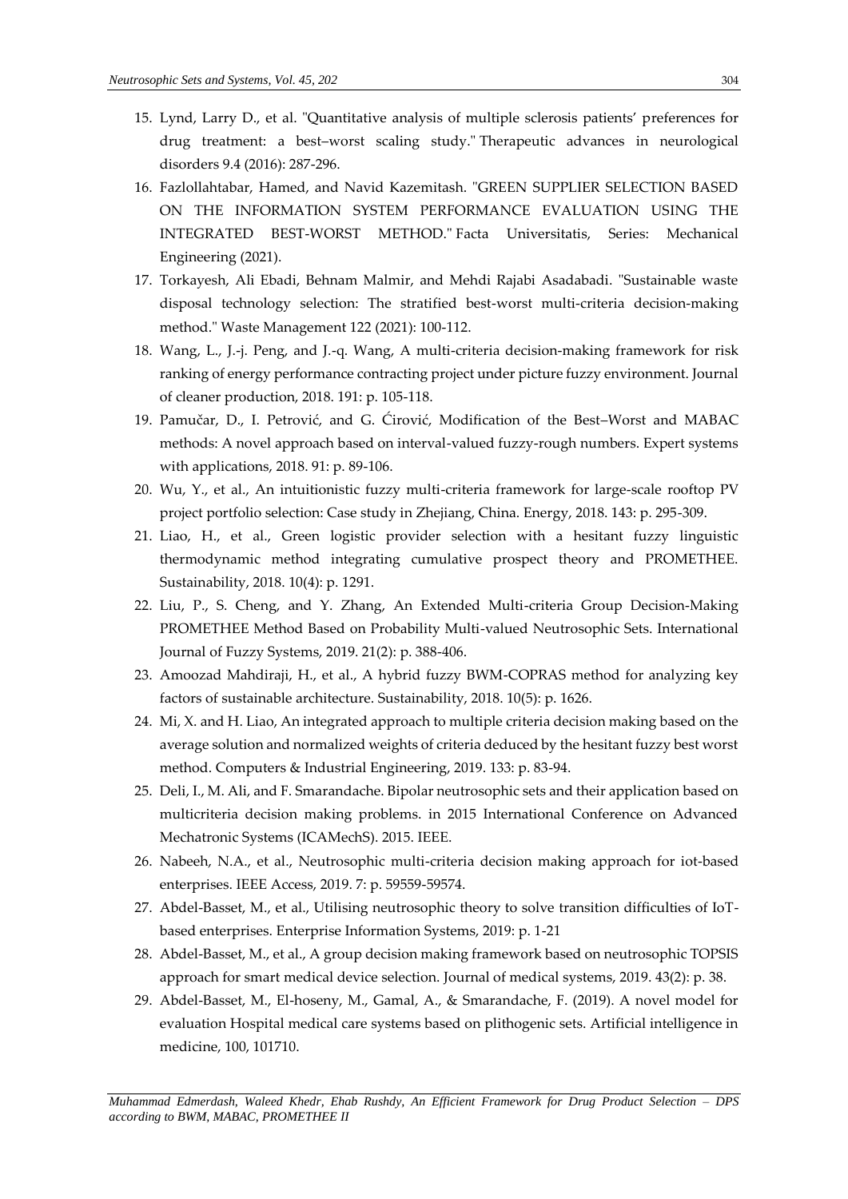15. Lynd, Larry D., et al. "Quantitative analysis of multiple sclerosis patients' preferences for drug treatment: a best–worst scaling study." Therapeutic advances in neurological disorders 9.4 (2016): 287-296.
16. Fazlollahtabar, Hamed, and Navid Kazemitash. "GREEN SUPPLIER SELECTION BASED ON THE INFORMATION SYSTEM PERFORMANCE EVALUATION USING THE INTEGRATED BEST-WORST METHOD." Facta Universitatis, Series: Mechanical Engineering (2021).
17. Torkayesh, Ali Ebadi, Behnam Malmir, and Mehdi Rajabi Asadabadi. "Sustainable waste disposal technology selection: The stratified best-worst multi-criteria decision-making method." Waste Management 122 (2021): 100-112.
18. Wang, L., J.-j. Peng, and J.-q. Wang, A multi-criteria decision-making framework for risk ranking of energy performance contracting project under picture fuzzy environment. Journal of cleaner production, 2018. 191: p. 105-118.
19. Pamučar, D., I. Petrović, and G. Ćirović, Modification of the Best–Worst and MABAC methods: A novel approach based on interval-valued fuzzy-rough numbers. Expert systems with applications, 2018. 91: p. 89-106.
20. Wu, Y., et al., An intuitionistic fuzzy multi-criteria framework for large-scale rooftop PV project portfolio selection: Case study in Zhejiang, China. Energy, 2018. 143: p. 295-309.
21. Liao, H., et al., Green logistic provider selection with a hesitant fuzzy linguistic thermodynamic method integrating cumulative prospect theory and PROMETHEE. Sustainability, 2018. 10(4): p. 1291.
22. Liu, P., S. Cheng, and Y. Zhang, An Extended Multi-criteria Group Decision-Making PROMETHEE Method Based on Probability Multi-valued Neutrosophic Sets. International Journal of Fuzzy Systems, 2019. 21(2): p. 388-406.
23. Amoozad Mahdiraji, H., et al., A hybrid fuzzy BWM-COPRAS method for analyzing key factors of sustainable architecture. Sustainability, 2018. 10(5): p. 1626.
24. Mi, X. and H. Liao, An integrated approach to multiple criteria decision making based on the average solution and normalized weights of criteria deduced by the hesitant fuzzy best worst method. Computers & Industrial Engineering, 2019. 133: p. 83-94.
25. Deli, I., M. Ali, and F. Smarandache. Bipolar neutrosophic sets and their application based on multicriteria decision making problems. in 2015 International Conference on Advanced Mechatronic Systems (ICAMechS). 2015. IEEE.
26. Nabeeh, N.A., et al., Neutrosophic multi-criteria decision making approach for iot-based enterprises. IEEE Access, 2019. 7: p. 59559-59574.
27. Abdel-Basset, M., et al., Utilising neutrosophic theory to solve transition difficulties of IoT-based enterprises. Enterprise Information Systems, 2019: p. 1-21
28. Abdel-Basset, M., et al., A group decision making framework based on neutrosophic TOPSIS approach for smart medical device selection. Journal of medical systems, 2019. 43(2): p. 38.
29. Abdel-Basset, M., El-hoseny, M., Gamal, A., & Smarandache, F. (2019). A novel model for evaluation Hospital medical care systems based on plithogenic sets. Artificial intelligence in medicine, 100, 101710.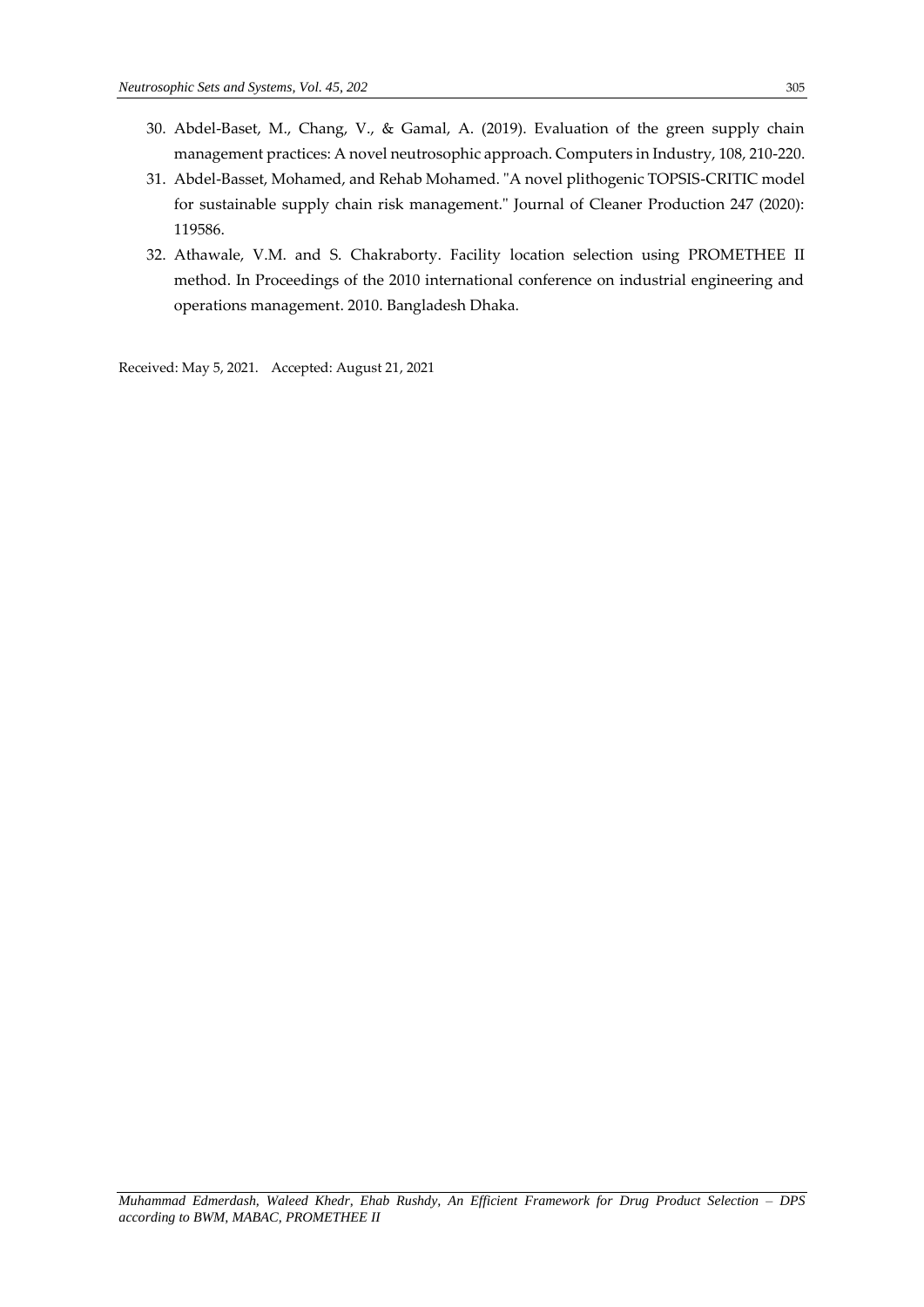30. Abdel-Baset, M., Chang, V., & Gamal, A. (2019). Evaluation of the green supply chain management practices: A novel neutrosophic approach. Computers in Industry, 108, 210-220.
31. Abdel-Basset, Mohamed, and Rehab Mohamed. "A novel plithogenic TOPSIS-CRITIC model for sustainable supply chain risk management." Journal of Cleaner Production 247 (2020): 119586.
32. Athawale, V.M. and S. Chakraborty. Facility location selection using PROMETHEE II method. In Proceedings of the 2010 international conference on industrial engineering and operations management. 2010. Bangladesh Dhaka.

Received: May 5, 2021. Accepted: August 21, 2021